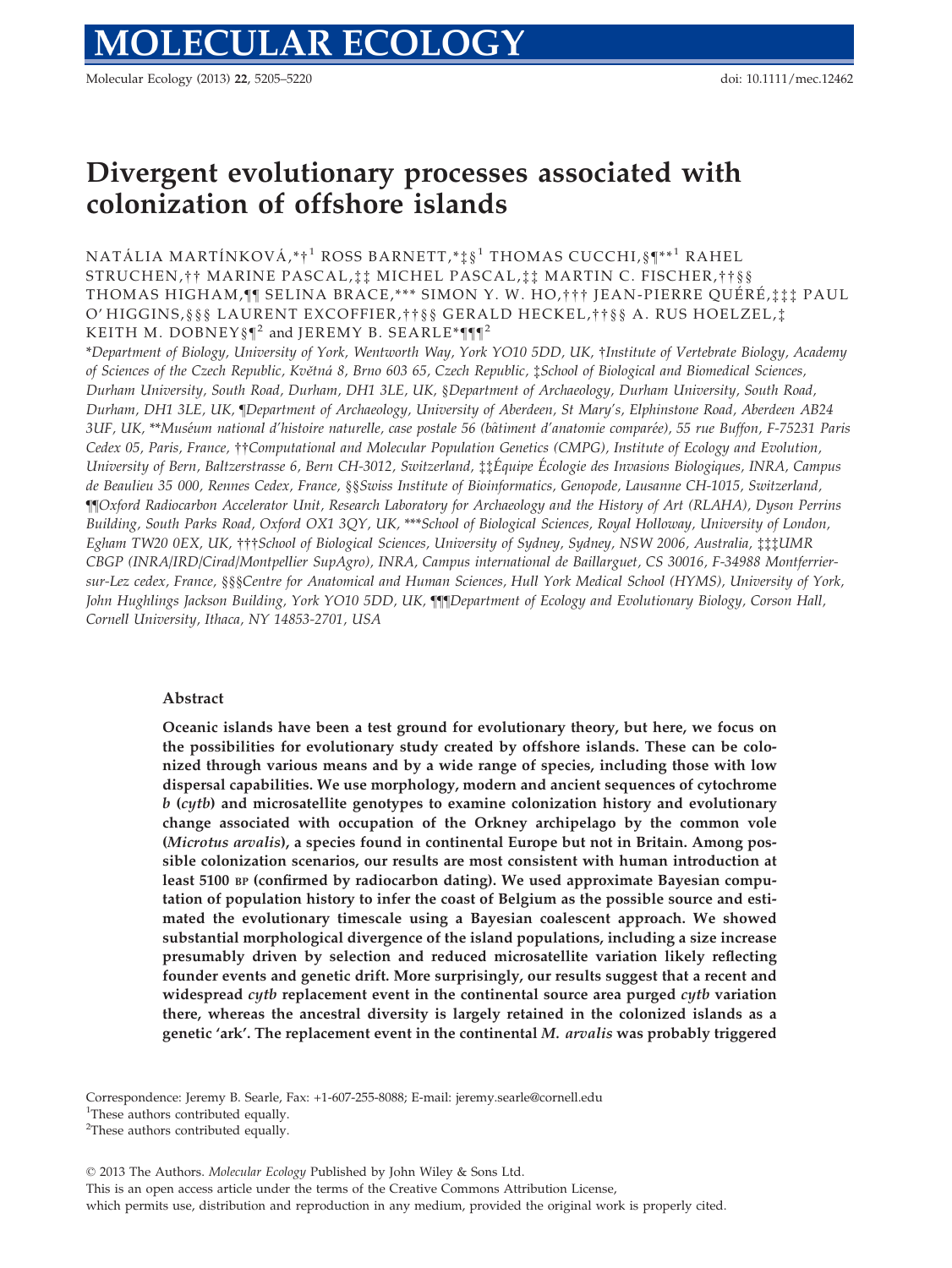# Divergent evolutionary processes associated with colonization of offshore islands

NATÁLIA MARTÍNKOVÁ,*†[1] ROSS BARNETT,*‡§[1] THOMAS CUCCHI,§¶**[1] RAHEL STRUCHEN,†† MARINE PASCAL,‡‡ MICHEL PASCAL,‡‡ MARTIN C. FISCHER,††§§ THOMAS HIGHAM,¶¶ SELINA BRACE,*** SIMON Y. W. HO,††† JEAN-PIERRE QUÉRÉ,‡‡‡ PAUL O'HIGGINS,§§§ LAURENT EXCOFFIER,††§§ GERALD HECKEL,††§§ A. RUS HOELZEL,‡ KEITH M. DOBNEY§¶[2] and JEREMY B. SEARLE*¶¶¶[2]

*Department of Biology, University of York, Wentworth Way, York YO10 5DD, UK, †Institute of Vertebrate Biology, Academy of Sciences of the Czech Republic, Květná 8, Brno 603 65, Czech Republic, ‡School of Biological and Biomedical Sciences, Durham University, South Road, Durham, DH1 3LE, UK, §Department of Archaeology, Durham University, South Road, Durham, DH1 3LE, UK, ¶Department of Archaeology, University of Aberdeen, St Mary's, Elphinstone Road, Aberdeen AB24 3UF, UK, **Muséum national d'histoire naturelle, case postale 56 (bâtiment d'anatomie comparée), 55 rue Buffon, F-75231 Paris Cedex 05, Paris, France, ††Computational and Molecular Population Genetics (CMPG), Institute of Ecology and Evolution, University of Bern, Baltzerstrasse 6, Bern CH-3012, Switzerland, ‡‡Équipe Écologie des Invasions Biologiques, INRA, Campus de Beaulieu 35 000, Rennes Cedex, France, §§Swiss Institute of Bioinformatics, Genopode, Lausanne CH-1015, Switzerland, ¶¶Oxford Radiocarbon Accelerator Unit, Research Laboratory for Archaeology and the History of Art (RLAHA), Dyson Perrins Building, South Parks Road, Oxford OX1 3QY, UK, ***School of Biological Sciences, Royal Holloway, University of London, Egham TW20 0EX, UK, †††School of Biological Sciences, University of Sydney, Sydney, NSW 2006, Australia, ‡‡‡UMR CBGP (INRA/IRD/Cirad/Montpellier SupAgro), INRA, Campus international de Baillarguet, CS 30016, F-34988 Montferrier-sur-Lez cedex, France, §§§Centre for Anatomical and Human Sciences, Hull York Medical School (HYMS), University of York, John Hughlings Jackson Building, York YO10 5DD, UK, ¶¶¶Department of Ecology and Evolutionary Biology, Corson Hall, Cornell University, Ithaca, NY 14853-2701, USA

## Abstract

**Oceanic islands have been a test ground for evolutionary theory, but here, we focus on the possibilities for evolutionary study created by offshore islands. These can be colonized through various means and by a wide range of species, including those with low dispersal capabilities. We use morphology, modern and ancient sequences of cytochrome *b* (*cytb*) and microsatellite genotypes to examine colonization history and evolutionary change associated with occupation of the Orkney archipelago by the common vole (*Microtus arvalis*), a species found in continental Europe but not in Britain. Among possible colonization scenarios, our results are most consistent with human introduction at least 5100 BP (confirmed by radiocarbon dating). We used approximate Bayesian computation of population history to infer the coast of Belgium as the possible source and estimated the evolutionary timescale using a Bayesian coalescent approach. We showed substantial morphological divergence of the island populations, including a size increase presumably driven by selection and reduced microsatellite variation likely reflecting founder events and genetic drift. More surprisingly, our results suggest that a recent and widespread *cytb* replacement event in the continental source area purged *cytb* variation there, whereas the ancestral diversity is largely retained in the colonized islands as a genetic 'ark'. The replacement event in the continental *M. arvalis* was probably triggered**

Correspondence: Jeremy B. Searle, Fax: +1-607-255-8088; E-mail: jeremy.searle@cornell.edu

[1]These authors contributed equally.

[2]These authors contributed equally.

© 2013 The Authors. *Molecular Ecology* Published by John Wiley & Sons Ltd.
This is an open access article under the terms of the Creative Commons Attribution License, which permits use, distribution and reproduction in any medium, provided the original work is properly cited.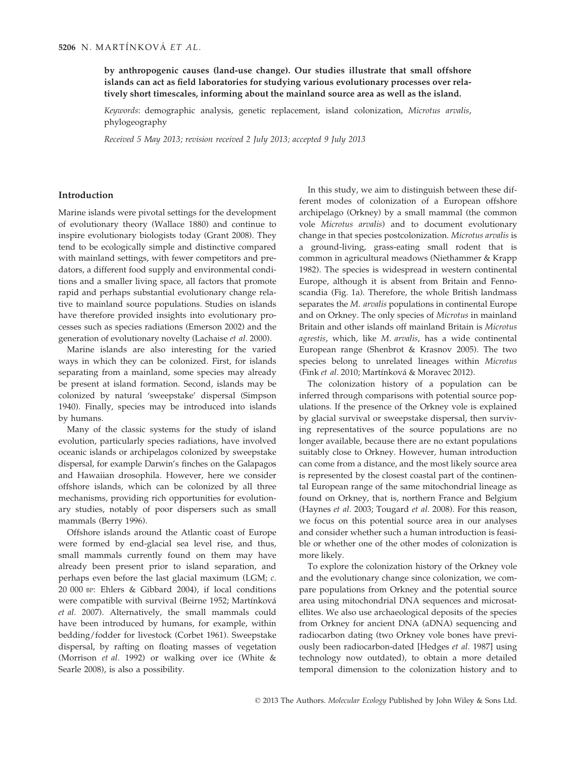**by anthropogenic causes (land-use change). Our studies illustrate that small offshore islands can act as field laboratories for studying various evolutionary processes over relatively short timescales, informing about the mainland source area as well as the island.**

*Keywords*: demographic analysis, genetic replacement, island colonization, *Microtus arvalis*, phylogeography

*Received 5 May 2013; revision received 2 July 2013; accepted 9 July 2013*

## Introduction

Marine islands were pivotal settings for the development of evolutionary theory (Wallace 1880) and continue to inspire evolutionary biologists today (Grant 2008). They tend to be ecologically simple and distinctive compared with mainland settings, with fewer competitors and predators, a different food supply and environmental conditions and a smaller living space, all factors that promote rapid and perhaps substantial evolutionary change relative to mainland source populations. Studies on islands have therefore provided insights into evolutionary processes such as species radiations (Emerson 2002) and the generation of evolutionary novelty (Lachaise *et al.* 2000).

Marine islands are also interesting for the varied ways in which they can be colonized. First, for islands separating from a mainland, some species may already be present at island formation. Second, islands may be colonized by natural 'sweepstake' dispersal (Simpson 1940). Finally, species may be introduced into islands by humans.

Many of the classic systems for the study of island evolution, particularly species radiations, have involved oceanic islands or archipelagos colonized by sweepstake dispersal, for example Darwin's finches on the Galapagos and Hawaiian drosophila. However, here we consider offshore islands, which can be colonized by all three mechanisms, providing rich opportunities for evolutionary studies, notably of poor dispersers such as small mammals (Berry 1996).

Offshore islands around the Atlantic coast of Europe were formed by end-glacial sea level rise, and thus, small mammals currently found on them may have already been present prior to island separation, and perhaps even before the last glacial maximum (LGM; *c.* 20 000 BP: Ehlers & Gibbard 2004), if local conditions were compatible with survival (Beirne 1952; Martínková *et al.* 2007). Alternatively, the small mammals could have been introduced by humans, for example, within bedding/fodder for livestock (Corbet 1961). Sweepstake dispersal, by rafting on floating masses of vegetation (Morrison *et al.* 1992) or walking over ice (White & Searle 2008), is also a possibility.

In this study, we aim to distinguish between these different modes of colonization of a European offshore archipelago (Orkney) by a small mammal (the common vole *Microtus arvalis*) and to document evolutionary change in that species postcolonization. *Microtus arvalis* is a ground-living, grass-eating small rodent that is common in agricultural meadows (Niethammer & Krapp 1982). The species is widespread in western continental Europe, although it is absent from Britain and Fennoscandia (Fig. 1a). Therefore, the whole British landmass separates the *M. arvalis* populations in continental Europe and on Orkney. The only species of *Microtus* in mainland Britain and other islands off mainland Britain is *Microtus agrestis*, which, like *M. arvalis*, has a wide continental European range (Shenbrot & Krasnov 2005). The two species belong to unrelated lineages within *Microtus* (Fink *et al.* 2010; Martínková & Moravec 2012).

The colonization history of a population can be inferred through comparisons with potential source populations. If the presence of the Orkney vole is explained by glacial survival or sweepstake dispersal, then surviving representatives of the source populations are no longer available, because there are no extant populations suitably close to Orkney. However, human introduction can come from a distance, and the most likely source area is represented by the closest coastal part of the continental European range of the same mitochondrial lineage as found on Orkney, that is, northern France and Belgium (Haynes *et al.* 2003; Tougard *et al.* 2008). For this reason, we focus on this potential source area in our analyses and consider whether such a human introduction is feasible or whether one of the other modes of colonization is more likely.

To explore the colonization history of the Orkney vole and the evolutionary change since colonization, we compare populations from Orkney and the potential source area using mitochondrial DNA sequences and microsatellites. We also use archaeological deposits of the species from Orkney for ancient DNA (aDNA) sequencing and radiocarbon dating (two Orkney vole bones have previously been radiocarbon-dated [Hedges *et al.* 1987] using technology now outdated), to obtain a more detailed temporal dimension to the colonization history and to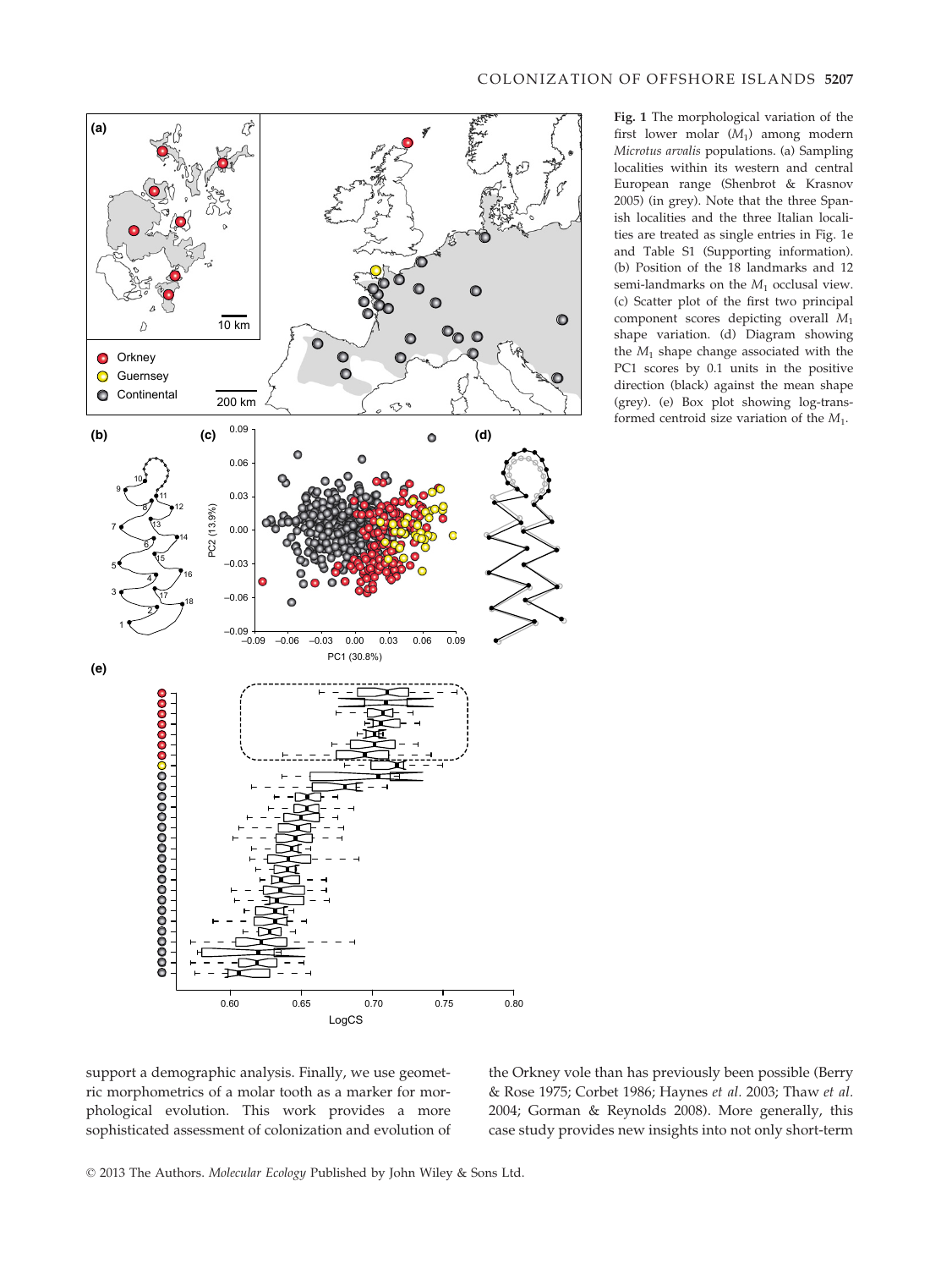**Fig. 1** The morphological variation of the first lower molar ($M_1$) among modern *Microtus arvalis* populations. (a) Sampling localities within its western and central European range (Shenbrot & Krasnov 2005) (in grey). Note that the three Spanish localities and the three Italian localities are treated as single entries in Fig. 1e and Table S1 (Supporting information). (b) Position of the 18 landmarks and 12 semi-landmarks on the $M_1$ occlusal view. (c) Scatter plot of the first two principal component scores depicting overall $M_1$ shape variation. (d) Diagram showing the $M_1$ shape change associated with the PC1 scores by 0.1 units in the positive direction (black) against the mean shape (grey). (e) Box plot showing log-transformed centroid size variation of the $M_1$.

support a demographic analysis. Finally, we use geometric morphometrics of a molar tooth as a marker for morphological evolution. This work provides a more sophisticated assessment of colonization and evolution of the Orkney vole than has previously been possible (Berry & Rose 1975; Corbet 1986; Haynes *et al.* 2003; Thaw *et al.* 2004; Gorman & Reynolds 2008). More generally, this case study provides new insights into not only short-term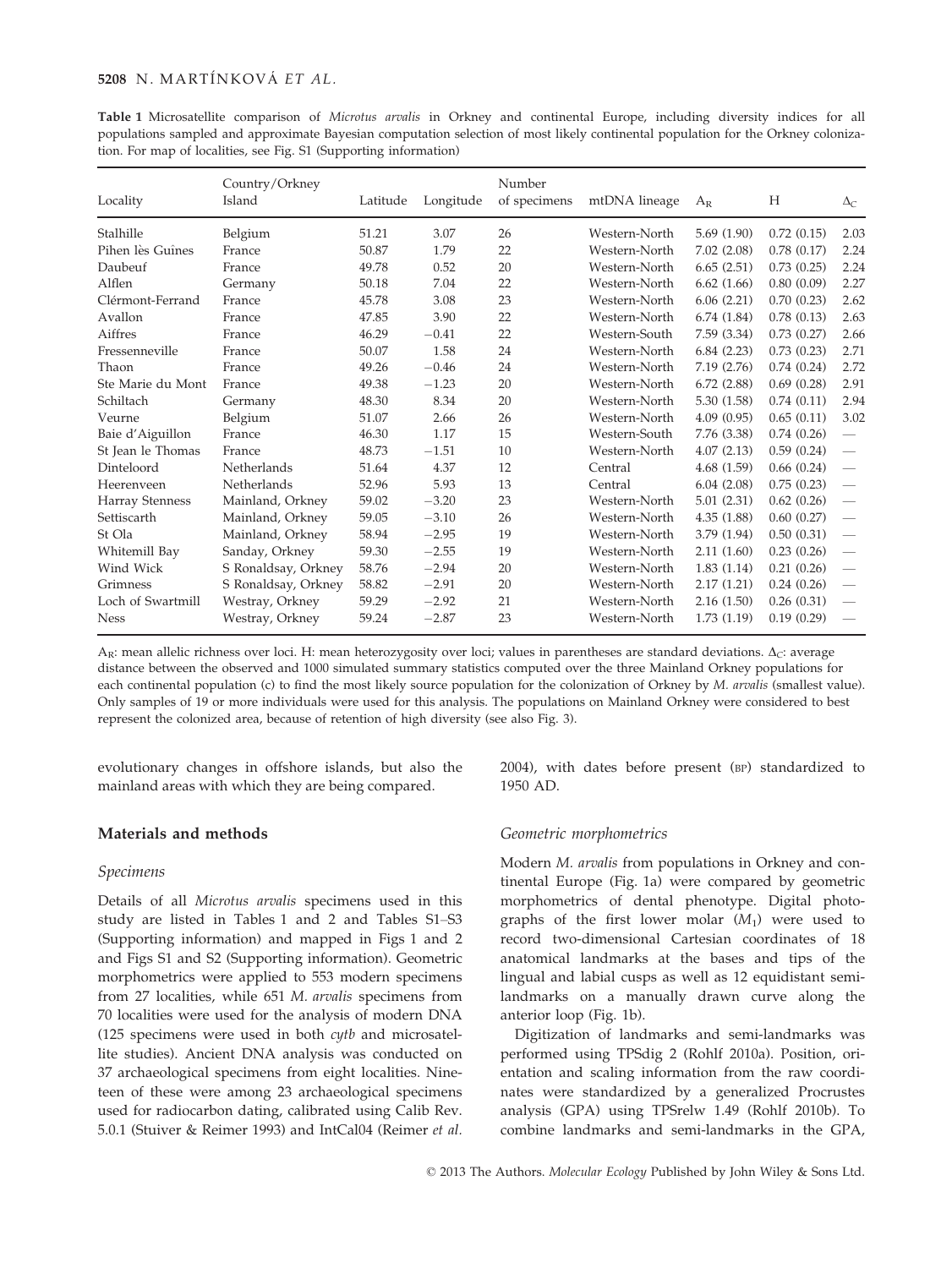**Table 1** Microsatellite comparison of *Microtus arvalis* in Orkney and continental Europe, including diversity indices for all populations sampled and approximate Bayesian computation selection of most likely continental population for the Orkney colonization. For map of localities, see Fig. S1 (Supporting information)

| Locality | Country/Orkney Island | Latitude | Longitude | Number of specimens | mtDNA lineage | $A_R$ | H | $\Delta_C$ |
|---|---|---|---|---|---|---|---|---|
| Stalhille | Belgium | 51.21 | 3.07 | 26 | Western-North | 5.69 (1.90) | 0.72 (0.15) | 2.03 |
| Pihen lès Guînes | France | 50.87 | 1.79 | 22 | Western-North | 7.02 (2.08) | 0.78 (0.17) | 2.24 |
| Daubeuf | France | 49.78 | 0.52 | 20 | Western-North | 6.65 (2.51) | 0.73 (0.25) | 2.24 |
| Alflen | Germany | 50.18 | 7.04 | 22 | Western-North | 6.62 (1.66) | 0.80 (0.09) | 2.27 |
| Clérmont-Ferrand | France | 45.78 | 3.08 | 23 | Western-North | 6.06 (2.21) | 0.70 (0.23) | 2.62 |
| Avallon | France | 47.85 | 3.90 | 22 | Western-North | 6.74 (1.84) | 0.78 (0.13) | 2.63 |
| Aiffres | France | 46.29 | −0.41 | 22 | Western-South | 7.59 (3.34) | 0.73 (0.27) | 2.66 |
| Fressenneville | France | 50.07 | 1.58 | 24 | Western-North | 6.84 (2.23) | 0.73 (0.23) | 2.71 |
| Thaon | France | 49.26 | −0.46 | 24 | Western-North | 7.19 (2.76) | 0.74 (0.24) | 2.72 |
| Ste Marie du Mont | France | 49.38 | −1.23 | 20 | Western-North | 6.72 (2.88) | 0.69 (0.28) | 2.91 |
| Schiltach | Germany | 48.30 | 8.34 | 20 | Western-North | 5.30 (1.58) | 0.74 (0.11) | 2.94 |
| Veurne | Belgium | 51.07 | 2.66 | 26 | Western-North | 4.09 (0.95) | 0.65 (0.11) | 3.02 |
| Baie d'Aiguillon | France | 46.30 | 1.17 | 15 | Western-South | 7.76 (3.38) | 0.74 (0.26) | — |
| St Jean le Thomas | France | 48.73 | −1.51 | 10 | Western-North | 4.07 (2.13) | 0.59 (0.24) | — |
| Dinteloord | Netherlands | 51.64 | 4.37 | 12 | Central | 4.68 (1.59) | 0.66 (0.24) | — |
| Heerenveen | Netherlands | 52.96 | 5.93 | 13 | Central | 6.04 (2.08) | 0.75 (0.23) | — |
| Harray Stenness | Mainland, Orkney | 59.02 | −3.20 | 23 | Western-North | 5.01 (2.31) | 0.62 (0.26) | — |
| Settiscarth | Mainland, Orkney | 59.05 | −3.10 | 26 | Western-North | 4.35 (1.88) | 0.60 (0.27) | — |
| St Ola | Mainland, Orkney | 58.94 | −2.95 | 19 | Western-North | 3.79 (1.94) | 0.50 (0.31) | — |
| Whitemill Bay | Sanday, Orkney | 59.30 | −2.55 | 19 | Western-North | 2.11 (1.60) | 0.23 (0.26) | — |
| Wind Wick | S Ronaldsay, Orkney | 58.76 | −2.94 | 20 | Western-North | 1.83 (1.14) | 0.21 (0.26) | — |
| Grimness | S Ronaldsay, Orkney | 58.82 | −2.91 | 20 | Western-North | 2.17 (1.21) | 0.24 (0.26) | — |
| Loch of Swartmill | Westray, Orkney | 59.29 | −2.92 | 21 | Western-North | 2.16 (1.50) | 0.26 (0.31) | — |
| Ness | Westray, Orkney | 59.24 | −2.87 | 23 | Western-North | 1.73 (1.19) | 0.19 (0.29) | — |

$A_R$: mean allelic richness over loci. H: mean heterozygosity over loci; values in parentheses are standard deviations. $\Delta_C$: average distance between the observed and 1000 simulated summary statistics computed over the three Mainland Orkney populations for each continental population (c) to find the most likely source population for the colonization of Orkney by *M. arvalis* (smallest value). Only samples of 19 or more individuals were used for this analysis. The populations on Mainland Orkney were considered to best represent the colonized area, because of retention of high diversity (see also Fig. 3).

evolutionary changes in offshore islands, but also the mainland areas with which they are being compared.

## Materials and methods

### Specimens

Details of all *Microtus arvalis* specimens used in this study are listed in Tables 1 and 2 and Tables S1–S3 (Supporting information) and mapped in Figs 1 and 2 and Figs S1 and S2 (Supporting information). Geometric morphometrics were applied to 553 modern specimens from 27 localities, while 651 *M. arvalis* specimens from 70 localities were used for the analysis of modern DNA (125 specimens were used in both *cytb* and microsatellite studies). Ancient DNA analysis was conducted on 37 archaeological specimens from eight localities. Nineteen of these were among 23 archaeological specimens used for radiocarbon dating, calibrated using Calib Rev. 5.0.1 (Stuiver & Reimer 1993) and IntCal04 (Reimer *et al.* 2004), with dates before present (BP) standardized to 1950 AD.

### Geometric morphometrics

Modern *M. arvalis* from populations in Orkney and continental Europe (Fig. 1a) were compared by geometric morphometrics of dental phenotype. Digital photographs of the first lower molar ($M_1$) were used to record two-dimensional Cartesian coordinates of 18 anatomical landmarks at the bases and tips of the lingual and labial cusps as well as 12 equidistant semi-landmarks on a manually drawn curve along the anterior loop (Fig. 1b).

Digitization of landmarks and semi-landmarks was performed using TPSdig 2 (Rohlf 2010a). Position, orientation and scaling information from the raw coordinates were standardized by a generalized Procrustes analysis (GPA) using TPSrelw 1.49 (Rohlf 2010b). To combine landmarks and semi-landmarks in the GPA,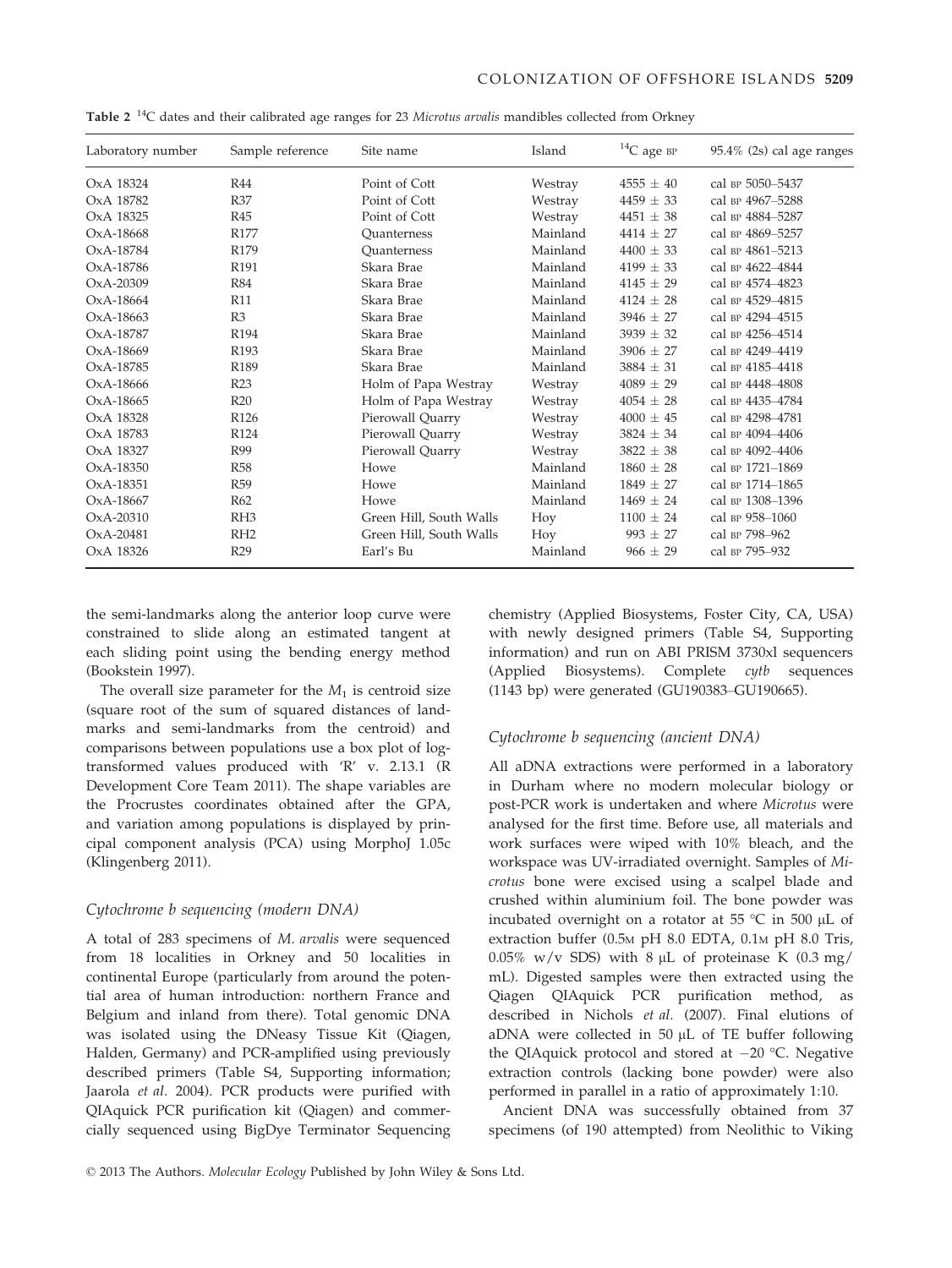**Table 2** $^{14}$C dates and their calibrated age ranges for 23 *Microtus arvalis* mandibles collected from Orkney

| Laboratory number | Sample reference | Site name | Island | $^{14}$C age BP | 95.4% (2s) cal age ranges |
|---|---|---|---|---|---|
| OxA 18324 | R44 | Point of Cott | Westray | 4555 ± 40 | cal BP 5050–5437 |
| OxA 18782 | R37 | Point of Cott | Westray | 4459 ± 33 | cal BP 4967–5288 |
| OxA 18325 | R45 | Point of Cott | Westray | 4451 ± 38 | cal BP 4884–5287 |
| OxA-18668 | R177 | Quanterness | Mainland | 4414 ± 27 | cal BP 4869–5257 |
| OxA-18784 | R179 | Quanterness | Mainland | 4400 ± 33 | cal BP 4861–5213 |
| OxA-18786 | R191 | Skara Brae | Mainland | 4199 ± 33 | cal BP 4622–4844 |
| OxA-20309 | R84 | Skara Brae | Mainland | 4145 ± 29 | cal BP 4574–4823 |
| OxA-18664 | R11 | Skara Brae | Mainland | 4124 ± 28 | cal BP 4529–4815 |
| OxA-18663 | R3 | Skara Brae | Mainland | 3946 ± 27 | cal BP 4294–4515 |
| OxA-18787 | R194 | Skara Brae | Mainland | 3939 ± 32 | cal BP 4256–4514 |
| OxA-18669 | R193 | Skara Brae | Mainland | 3906 ± 27 | cal BP 4249–4419 |
| OxA-18785 | R189 | Skara Brae | Mainland | 3884 ± 31 | cal BP 4185–4418 |
| OxA-18666 | R23 | Holm of Papa Westray | Westray | 4089 ± 29 | cal BP 4448–4808 |
| OxA-18665 | R20 | Holm of Papa Westray | Westray | 4054 ± 28 | cal BP 4435–4784 |
| OxA 18328 | R126 | Pierowall Quarry | Westray | 4000 ± 45 | cal BP 4298–4781 |
| OxA 18783 | R124 | Pierowall Quarry | Westray | 3824 ± 34 | cal BP 4094–4406 |
| OxA 18327 | R99 | Pierowall Quarry | Westray | 3822 ± 38 | cal BP 4092–4406 |
| OxA-18350 | R58 | Howe | Mainland | 1860 ± 28 | cal BP 1721–1869 |
| OxA-18351 | R59 | Howe | Mainland | 1849 ± 27 | cal BP 1714–1865 |
| OxA-18667 | R62 | Howe | Mainland | 1469 ± 24 | cal BP 1308–1396 |
| OxA-20310 | RH3 | Green Hill, South Walls | Hoy | 1100 ± 24 | cal BP 958–1060 |
| OxA-20481 | RH2 | Green Hill, South Walls | Hoy | 993 ± 27 | cal BP 798–962 |
| OxA 18326 | R29 | Earl's Bu | Mainland | 966 ± 29 | cal BP 795–932 |

the semi-landmarks along the anterior loop curve were constrained to slide along an estimated tangent at each sliding point using the bending energy method (Bookstein 1997).

The overall size parameter for the $M_1$ is centroid size (square root of the sum of squared distances of landmarks and semi-landmarks from the centroid) and comparisons between populations use a box plot of log-transformed values produced with 'R' v. 2.13.1 (R Development Core Team 2011). The shape variables are the Procrustes coordinates obtained after the GPA, and variation among populations is displayed by principal component analysis (PCA) using MorphoJ 1.05c (Klingenberg 2011).

### Cytochrome b sequencing (modern DNA)

A total of 283 specimens of *M. arvalis* were sequenced from 18 localities in Orkney and 50 localities in continental Europe (particularly from around the potential area of human introduction: northern France and Belgium and inland from there). Total genomic DNA was isolated using the DNeasy Tissue Kit (Qiagen, Halden, Germany) and PCR-amplified using previously described primers (Table S4, Supporting information; Jaarola *et al*. 2004). PCR products were purified with QIAquick PCR purification kit (Qiagen) and commercially sequenced using BigDye Terminator Sequencing chemistry (Applied Biosystems, Foster City, CA, USA) with newly designed primers (Table S4, Supporting information) and run on ABI PRISM 3730xl sequencers (Applied Biosystems). Complete *cytb* sequences (1143 bp) were generated (GU190383–GU190665).

### Cytochrome b sequencing (ancient DNA)

All aDNA extractions were performed in a laboratory in Durham where no modern molecular biology or post-PCR work is undertaken and where *Microtus* were analysed for the first time. Before use, all materials and work surfaces were wiped with 10% bleach, and the workspace was UV-irradiated overnight. Samples of *Microtus* bone were excised using a scalpel blade and crushed within aluminium foil. The bone powder was incubated overnight on a rotator at 55 °C in 500 μL of extraction buffer (0.5M pH 8.0 EDTA, 0.1M pH 8.0 Tris, 0.05% w/v SDS) with 8 μL of proteinase K (0.3 mg/mL). Digested samples were then extracted using the Qiagen QIAquick PCR purification method, as described in Nichols *et al*. (2007). Final elutions of aDNA were collected in 50 μL of TE buffer following the QIAquick protocol and stored at −20 °C. Negative extraction controls (lacking bone powder) were also performed in parallel in a ratio of approximately 1:10.

Ancient DNA was successfully obtained from 37 specimens (of 190 attempted) from Neolithic to Viking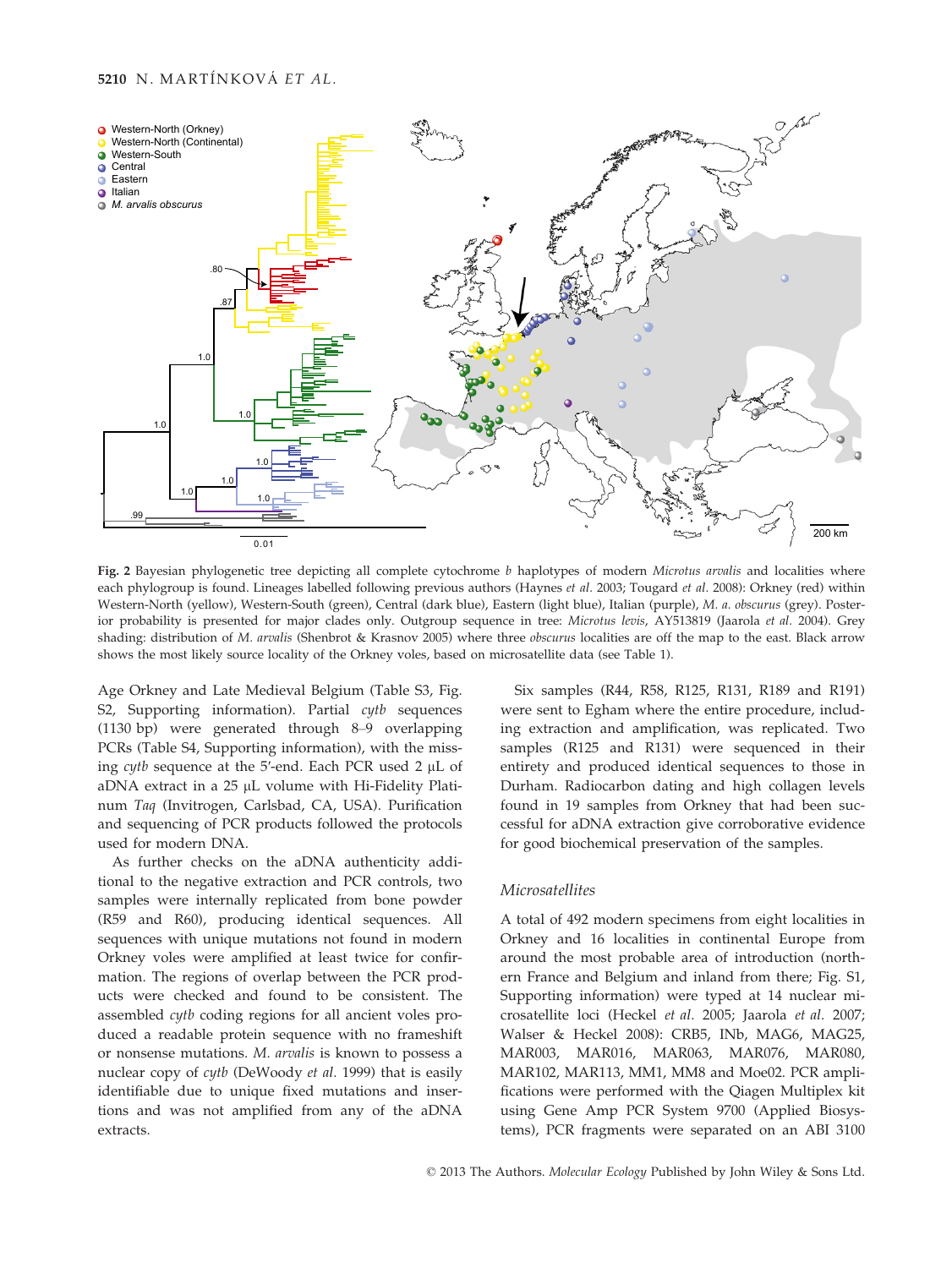Fig. 2 Bayesian phylogenetic tree depicting all complete cytochrome *b* haplotypes of modern *Microtus arvalis* and localities where each phylogroup is found. Lineages labelled following previous authors (Haynes *et al.* 2003; Tougard *et al.* 2008): Orkney (red) within Western-North (yellow), Western-South (green), Central (dark blue), Eastern (light blue), Italian (purple), *M. a. obscurus* (grey). Posterior probability is presented for major clades only. Outgroup sequence in tree: *Microtus levis*, AY513819 (Jaarola *et al.* 2004). Grey shading: distribution of *M. arvalis* (Shenbrot & Krasnov 2005) where three *obscurus* localities are off the map to the east. Black arrow shows the most likely source locality of the Orkney voles, based on microsatellite data (see Table 1).

Age Orkney and Late Medieval Belgium (Table S3, Fig. S2, Supporting information). Partial *cytb* sequences (1130 bp) were generated through 8–9 overlapping PCRs (Table S4, Supporting information), with the missing *cytb* sequence at the 5′-end. Each PCR used 2 μL of aDNA extract in a 25 μL volume with Hi-Fidelity Platinum *Taq* (Invitrogen, Carlsbad, CA, USA). Purification and sequencing of PCR products followed the protocols used for modern DNA.

As further checks on the aDNA authenticity additional to the negative extraction and PCR controls, two samples were internally replicated from bone powder (R59 and R60), producing identical sequences. All sequences with unique mutations not found in modern Orkney voles were amplified at least twice for confirmation. The regions of overlap between the PCR products were checked and found to be consistent. The assembled *cytb* coding regions for all ancient voles produced a readable protein sequence with no frameshift or nonsense mutations. *M. arvalis* is known to possess a nuclear copy of *cytb* (DeWoody *et al.* 1999) that is easily identifiable due to unique fixed mutations and insertions and was not amplified from any of the aDNA extracts.

Six samples (R44, R58, R125, R131, R189 and R191) were sent to Egham where the entire procedure, including extraction and amplification, was replicated. Two samples (R125 and R131) were sequenced in their entirety and produced identical sequences to those in Durham. Radiocarbon dating and high collagen levels found in 19 samples from Orkney that had been successful for aDNA extraction give corroborative evidence for good biochemical preservation of the samples.

### *Microsatellites*

A total of 492 modern specimens from eight localities in Orkney and 16 localities in continental Europe from around the most probable area of introduction (northern France and Belgium and inland from there; Fig. S1, Supporting information) were typed at 14 nuclear microsatellite loci (Heckel *et al.* 2005; Jaarola *et al.* 2007; Walser & Heckel 2008): CRB5, INb, MAG6, MAG25, MAR003, MAR016, MAR063, MAR076, MAR080, MAR102, MAR113, MM1, MM8 and Moe02. PCR amplifications were performed with the Qiagen Multiplex kit using Gene Amp PCR System 9700 (Applied Biosystems), PCR fragments were separated on an ABI 3100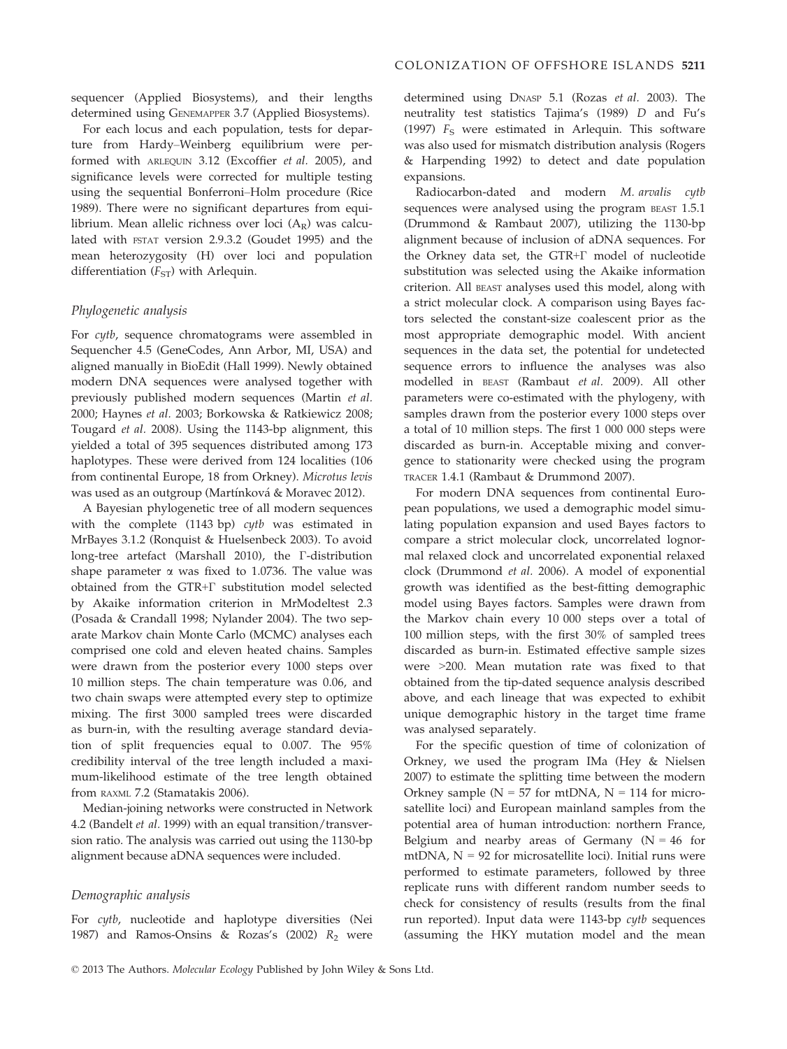sequencer (Applied Biosystems), and their lengths determined using GENEMAPPER 3.7 (Applied Biosystems).

For each locus and each population, tests for departure from Hardy–Weinberg equilibrium were performed with ARLEQUIN 3.12 (Excoffier *et al.* 2005), and significance levels were corrected for multiple testing using the sequential Bonferroni–Holm procedure (Rice 1989). There were no significant departures from equilibrium. Mean allelic richness over loci ($A_R$) was calculated with FSTAT version 2.9.3.2 (Goudet 1995) and the mean heterozygosity (H) over loci and population differentiation ($F_{ST}$) with Arlequin.

### Phylogenetic analysis

For *cytb*, sequence chromatograms were assembled in Sequencher 4.5 (GeneCodes, Ann Arbor, MI, USA) and aligned manually in BioEdit (Hall 1999). Newly obtained modern DNA sequences were analysed together with previously published modern sequences (Martin *et al.* 2000; Haynes *et al.* 2003; Borkowska & Ratkiewicz 2008; Tougard *et al.* 2008). Using the 1143-bp alignment, this yielded a total of 395 sequences distributed among 173 haplotypes. These were derived from 124 localities (106 from continental Europe, 18 from Orkney). *Microtus levis* was used as an outgroup (Martínková & Moravec 2012).

A Bayesian phylogenetic tree of all modern sequences with the complete (1143 bp) *cytb* was estimated in MrBayes 3.1.2 (Ronquist & Huelsenbeck 2003). To avoid long-tree artefact (Marshall 2010), the Γ-distribution shape parameter α was fixed to 1.0736. The value was obtained from the GTR+Γ substitution model selected by Akaike information criterion in MrModeltest 2.3 (Posada & Crandall 1998; Nylander 2004). The two separate Markov chain Monte Carlo (MCMC) analyses each comprised one cold and eleven heated chains. Samples were drawn from the posterior every 1000 steps over 10 million steps. The chain temperature was 0.06, and two chain swaps were attempted every step to optimize mixing. The first 3000 sampled trees were discarded as burn-in, with the resulting average standard deviation of split frequencies equal to 0.007. The 95% credibility interval of the tree length included a maximum-likelihood estimate of the tree length obtained from RAXML 7.2 (Stamatakis 2006).

Median-joining networks were constructed in Network 4.2 (Bandelt *et al.* 1999) with an equal transition/transversion ratio. The analysis was carried out using the 1130-bp alignment because aDNA sequences were included.

### Demographic analysis

For *cytb*, nucleotide and haplotype diversities (Nei 1987) and Ramos-Onsins & Rozas's (2002) $R_2$ were determined using DNASP 5.1 (Rozas *et al.* 2003). The neutrality test statistics Tajima's (1989) *D* and Fu's (1997) $F_S$ were estimated in Arlequin. This software was also used for mismatch distribution analysis (Rogers & Harpending 1992) to detect and date population expansions.

Radiocarbon-dated and modern *M. arvalis cytb* sequences were analysed using the program BEAST 1.5.1 (Drummond & Rambaut 2007), utilizing the 1130-bp alignment because of inclusion of aDNA sequences. For the Orkney data set, the GTR+Γ model of nucleotide substitution was selected using the Akaike information criterion. All BEAST analyses used this model, along with a strict molecular clock. A comparison using Bayes factors selected the constant-size coalescent prior as the most appropriate demographic model. With ancient sequences in the data set, the potential for undetected sequence errors to influence the analyses was also modelled in BEAST (Rambaut *et al.* 2009). All other parameters were co-estimated with the phylogeny, with samples drawn from the posterior every 1000 steps over a total of 10 million steps. The first 1 000 000 steps were discarded as burn-in. Acceptable mixing and convergence to stationarity were checked using the program TRACER 1.4.1 (Rambaut & Drummond 2007).

For modern DNA sequences from continental European populations, we used a demographic model simulating population expansion and used Bayes factors to compare a strict molecular clock, uncorrelated lognormal relaxed clock and uncorrelated exponential relaxed clock (Drummond *et al.* 2006). A model of exponential growth was identified as the best-fitting demographic model using Bayes factors. Samples were drawn from the Markov chain every 10 000 steps over a total of 100 million steps, with the first 30% of sampled trees discarded as burn-in. Estimated effective sample sizes were >200. Mean mutation rate was fixed to that obtained from the tip-dated sequence analysis described above, and each lineage that was expected to exhibit unique demographic history in the target time frame was analysed separately.

For the specific question of time of colonization of Orkney, we used the program IMa (Hey & Nielsen 2007) to estimate the splitting time between the modern Orkney sample (N = 57 for mtDNA, N = 114 for microsatellite loci) and European mainland samples from the potential area of human introduction: northern France, Belgium and nearby areas of Germany (N = 46 for mtDNA, N = 92 for microsatellite loci). Initial runs were performed to estimate parameters, followed by three replicate runs with different random number seeds to check for consistency of results (results from the final run reported). Input data were 1143-bp *cytb* sequences (assuming the HKY mutation model and the mean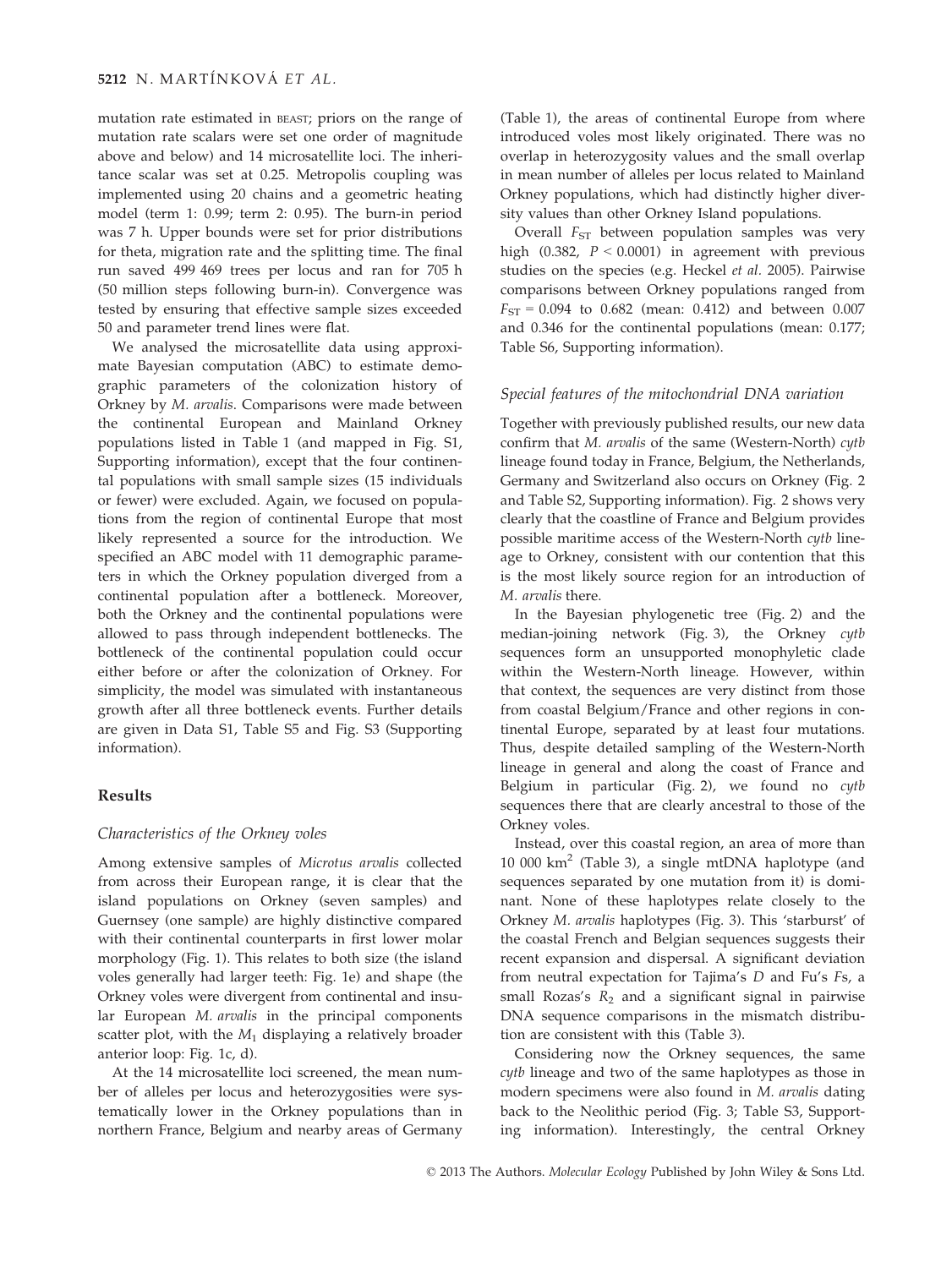mutation rate estimated in BEAST; priors on the range of mutation rate scalars were set one order of magnitude above and below) and 14 microsatellite loci. The inheritance scalar was set at 0.25. Metropolis coupling was implemented using 20 chains and a geometric heating model (term 1: 0.99; term 2: 0.95). The burn-in period was 7 h. Upper bounds were set for prior distributions for theta, migration rate and the splitting time. The final run saved 499 469 trees per locus and ran for 705 h (50 million steps following burn-in). Convergence was tested by ensuring that effective sample sizes exceeded 50 and parameter trend lines were flat.

We analysed the microsatellite data using approximate Bayesian computation (ABC) to estimate demographic parameters of the colonization history of Orkney by *M. arvalis*. Comparisons were made between the continental European and Mainland Orkney populations listed in Table 1 (and mapped in Fig. S1, Supporting information), except that the four continental populations with small sample sizes (15 individuals or fewer) were excluded. Again, we focused on populations from the region of continental Europe that most likely represented a source for the introduction. We specified an ABC model with 11 demographic parameters in which the Orkney population diverged from a continental population after a bottleneck. Moreover, both the Orkney and the continental populations were allowed to pass through independent bottlenecks. The bottleneck of the continental population could occur either before or after the colonization of Orkney. For simplicity, the model was simulated with instantaneous growth after all three bottleneck events. Further details are given in Data S1, Table S5 and Fig. S3 (Supporting information).

## Results

### *Characteristics of the Orkney voles*

Among extensive samples of *Microtus arvalis* collected from across their European range, it is clear that the island populations on Orkney (seven samples) and Guernsey (one sample) are highly distinctive compared with their continental counterparts in first lower molar morphology (Fig. 1). This relates to both size (the island voles generally had larger teeth: Fig. 1e) and shape (the Orkney voles were divergent from continental and insular European *M. arvalis* in the principal components scatter plot, with the $M_1$ displaying a relatively broader anterior loop: Fig. 1c, d).

At the 14 microsatellite loci screened, the mean number of alleles per locus and heterozygosities were systematically lower in the Orkney populations than in northern France, Belgium and nearby areas of Germany (Table 1), the areas of continental Europe from where introduced voles most likely originated. There was no overlap in heterozygosity values and the small overlap in mean number of alleles per locus related to Mainland Orkney populations, which had distinctly higher diversity values than other Orkney Island populations.

Overall $F_{ST}$ between population samples was very high (0.382, $P < 0.0001$) in agreement with previous studies on the species (e.g. Heckel *et al.* 2005). Pairwise comparisons between Orkney populations ranged from $F_{ST} = 0.094$ to 0.682 (mean: 0.412) and between 0.007 and 0.346 for the continental populations (mean: 0.177; Table S6, Supporting information).

### *Special features of the mitochondrial DNA variation*

Together with previously published results, our new data confirm that *M. arvalis* of the same (Western-North) *cytb* lineage found today in France, Belgium, the Netherlands, Germany and Switzerland also occurs on Orkney (Fig. 2 and Table S2, Supporting information). Fig. 2 shows very clearly that the coastline of France and Belgium provides possible maritime access of the Western-North *cytb* lineage to Orkney, consistent with our contention that this is the most likely source region for an introduction of *M. arvalis* there.

In the Bayesian phylogenetic tree (Fig. 2) and the median-joining network (Fig. 3), the Orkney *cytb* sequences form an unsupported monophyletic clade within the Western-North lineage. However, within that context, the sequences are very distinct from those from coastal Belgium/France and other regions in continental Europe, separated by at least four mutations. Thus, despite detailed sampling of the Western-North lineage in general and along the coast of France and Belgium in particular (Fig. 2), we found no *cytb* sequences there that are clearly ancestral to those of the Orkney voles.

Instead, over this coastal region, an area of more than 10 000 $km^2$ (Table 3), a single mtDNA haplotype (and sequences separated by one mutation from it) is dominant. None of these haplotypes relate closely to the Orkney *M. arvalis* haplotypes (Fig. 3). This 'starburst' of the coastal French and Belgian sequences suggests their recent expansion and dispersal. A significant deviation from neutral expectation for Tajima's *D* and Fu's *Fs*, a small Rozas's $R_2$ and a significant signal in pairwise DNA sequence comparisons in the mismatch distribution are consistent with this (Table 3).

Considering now the Orkney sequences, the same *cytb* lineage and two of the same haplotypes as those in modern specimens were also found in *M. arvalis* dating back to the Neolithic period (Fig. 3; Table S3, Supporting information). Interestingly, the central Orkney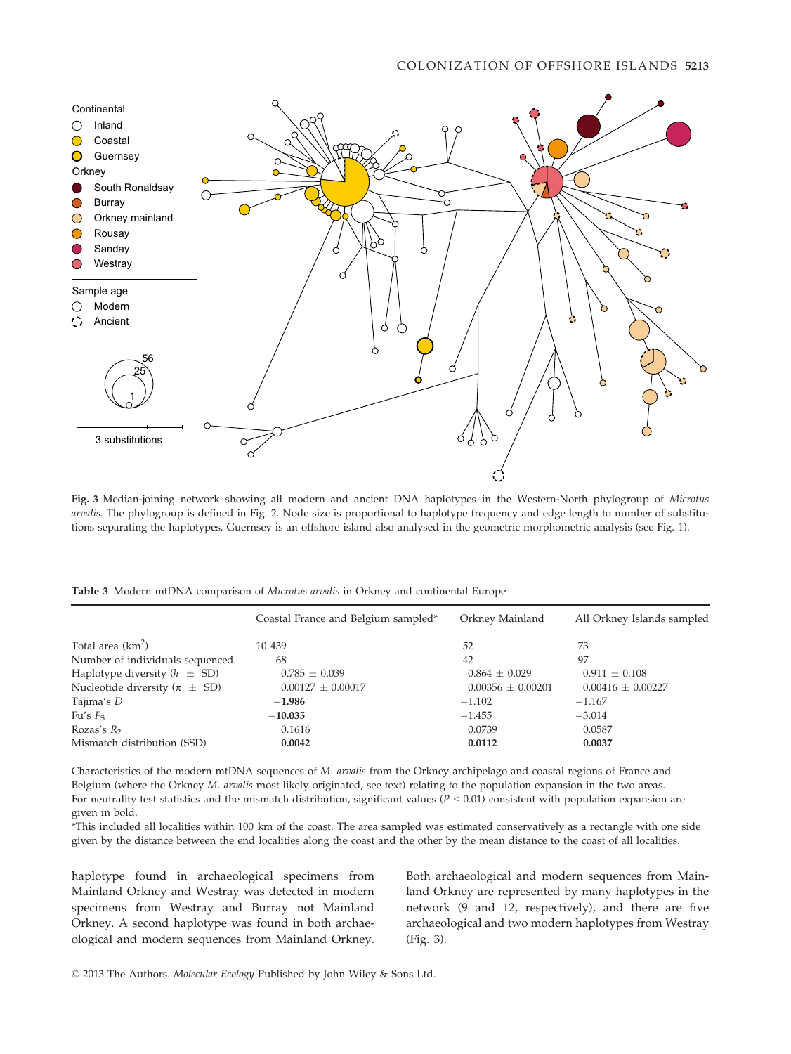Fig. 3 Median-joining network showing all modern and ancient DNA haplotypes in the Western-North phylogroup of *Microtus arvalis*. The phylogroup is defined in Fig. 2. Node size is proportional to haplotype frequency and edge length to number of substitutions separating the haplotypes. Guernsey is an offshore island also analysed in the geometric morphometric analysis (see Fig. 1).

Table 3 Modern mtDNA comparison of *Microtus arvalis* in Orkney and continental Europe

| | Coastal France and Belgium sampled* | Orkney Mainland | All Orkney Islands sampled |
|---|---|---|---|
| Total area (km$^2$) | 10 439 | 52 | 73 |
| Number of individuals sequenced | 68 | 42 | 97 |
| Haplotype diversity ($h$ ± SD) | 0.785 ± 0.039 | 0.864 ± 0.029 | 0.911 ± 0.108 |
| Nucleotide diversity ($\pi$ ± SD) | 0.00127 ± 0.00017 | 0.00356 ± 0.00201 | 0.00416 ± 0.00227 |
| Tajima's $D$ | **−1.986** | −1.102 | −1.167 |
| Fu's $F_S$ | **−10.035** | −1.455 | −3.014 |
| Rozas's $R_2$ | 0.1616 | 0.0739 | 0.0587 |
| Mismatch distribution (SSD) | **0.0042** | **0.0112** | **0.0037** |

Characteristics of the modern mtDNA sequences of *M. arvalis* from the Orkney archipelago and coastal regions of France and Belgium (where the Orkney *M. arvalis* most likely originated, see text) relating to the population expansion in the two areas. For neutrality test statistics and the mismatch distribution, significant values ($P < 0.01$) consistent with population expansion are given in bold.

*This included all localities within 100 km of the coast. The area sampled was estimated conservatively as a rectangle with one side given by the distance between the end localities along the coast and the other by the mean distance to the coast of all localities.

haplotype found in archaeological specimens from Mainland Orkney and Westray was detected in modern specimens from Westray and Burray not Mainland Orkney. A second haplotype was found in both archaeological and modern sequences from Mainland Orkney. Both archaeological and modern sequences from Mainland Orkney are represented by many haplotypes in the network (9 and 12, respectively), and there are five archaeological and two modern haplotypes from Westray (Fig. 3).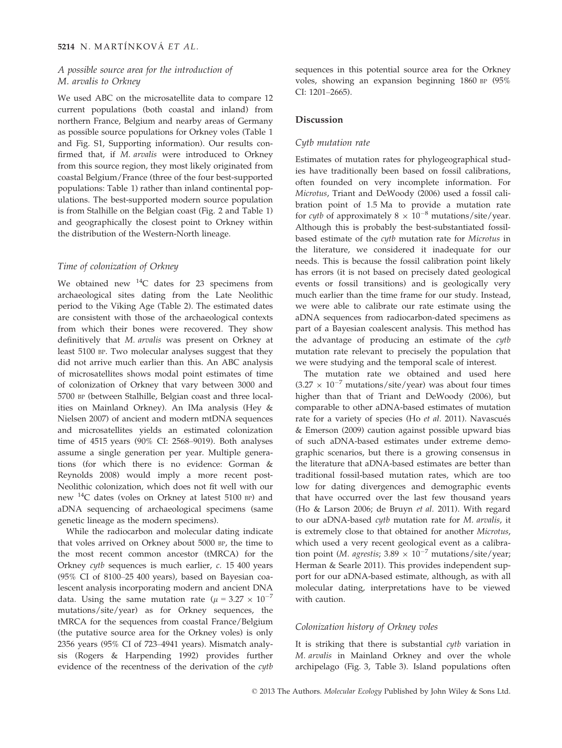### A possible source area for the introduction of *M. arvalis* to Orkney

We used ABC on the microsatellite data to compare 12 current populations (both coastal and inland) from northern France, Belgium and nearby areas of Germany as possible source populations for Orkney voles (Table 1 and Fig. S1, Supporting information). Our results confirmed that, if *M. arvalis* were introduced to Orkney from this source region, they most likely originated from coastal Belgium/France (three of the four best-supported populations: Table 1) rather than inland continental populations. The best-supported modern source population is from Stalhille on the Belgian coast (Fig. 2 and Table 1) and geographically the closest point to Orkney within the distribution of the Western-North lineage.

### Time of colonization of Orkney

We obtained new $^{14}$C dates for 23 specimens from archaeological sites dating from the Late Neolithic period to the Viking Age (Table 2). The estimated dates are consistent with those of the archaeological contexts from which their bones were recovered. They show definitively that *M. arvalis* was present on Orkney at least 5100 BP. Two molecular analyses suggest that they did not arrive much earlier than this. An ABC analysis of microsatellites shows modal point estimates of time of colonization of Orkney that vary between 3000 and 5700 BP (between Stalhille, Belgian coast and three localities on Mainland Orkney). An IMa analysis (Hey & Nielsen 2007) of ancient and modern mtDNA sequences and microsatellites yields an estimated colonization time of 4515 years (90% CI: 2568–9019). Both analyses assume a single generation per year. Multiple generations (for which there is no evidence: Gorman & Reynolds 2008) would imply a more recent post-Neolithic colonization, which does not fit well with our new $^{14}$C dates (voles on Orkney at latest 5100 BP) and aDNA sequencing of archaeological specimens (same genetic lineage as the modern specimens).

While the radiocarbon and molecular dating indicate that voles arrived on Orkney about 5000 BP, the time to the most recent common ancestor (tMRCA) for the Orkney *cytb* sequences is much earlier, *c.* 15 400 years (95% CI of 8100–25 400 years), based on Bayesian coalescent analysis incorporating modern and ancient DNA data. Using the same mutation rate ($\mu = 3.27 \times 10^{-7}$ mutations/site/year) as for Orkney sequences, the tMRCA for the sequences from coastal France/Belgium (the putative source area for the Orkney voles) is only 2356 years (95% CI of 723–4941 years). Mismatch analysis (Rogers & Harpending 1992) provides further evidence of the recentness of the derivation of the *cytb* sequences in this potential source area for the Orkney voles, showing an expansion beginning 1860 BP (95% CI: 1201–2665).

## Discussion

### Cytb mutation rate

Estimates of mutation rates for phylogeographical studies have traditionally been based on fossil calibrations, often founded on very incomplete information. For *Microtus*, Triant and DeWoody (2006) used a fossil calibration point of 1.5 Ma to provide a mutation rate for *cytb* of approximately $8 \times 10^{-8}$ mutations/site/year. Although this is probably the best-substantiated fossil-based estimate of the *cytb* mutation rate for *Microtus* in the literature, we considered it inadequate for our needs. This is because the fossil calibration point likely has errors (it is not based on precisely dated geological events or fossil transitions) and is geologically very much earlier than the time frame for our study. Instead, we were able to calibrate our rate estimate using the aDNA sequences from radiocarbon-dated specimens as part of a Bayesian coalescent analysis. This method has the advantage of producing an estimate of the *cytb* mutation rate relevant to precisely the population that we were studying and the temporal scale of interest.

The mutation rate we obtained and used here ($3.27 \times 10^{-7}$ mutations/site/year) was about four times higher than that of Triant and DeWoody (2006), but comparable to other aDNA-based estimates of mutation rate for a variety of species (Ho *et al.* 2011). Navascués & Emerson (2009) caution against possible upward bias of such aDNA-based estimates under extreme demographic scenarios, but there is a growing consensus in the literature that aDNA-based estimates are better than traditional fossil-based mutation rates, which are too low for dating divergences and demographic events that have occurred over the last few thousand years (Ho & Larson 2006; de Bruyn *et al.* 2011). With regard to our aDNA-based *cytb* mutation rate for *M. arvalis*, it is extremely close to that obtained for another *Microtus*, which used a very recent geological event as a calibration point (*M. agrestis*; $3.89 \times 10^{-7}$ mutations/site/year; Herman & Searle 2011). This provides independent support for our aDNA-based estimate, although, as with all molecular dating, interpretations have to be viewed with caution.

### Colonization history of Orkney voles

It is striking that there is substantial *cytb* variation in *M. arvalis* in Mainland Orkney and over the whole archipelago (Fig. 3, Table 3). Island populations often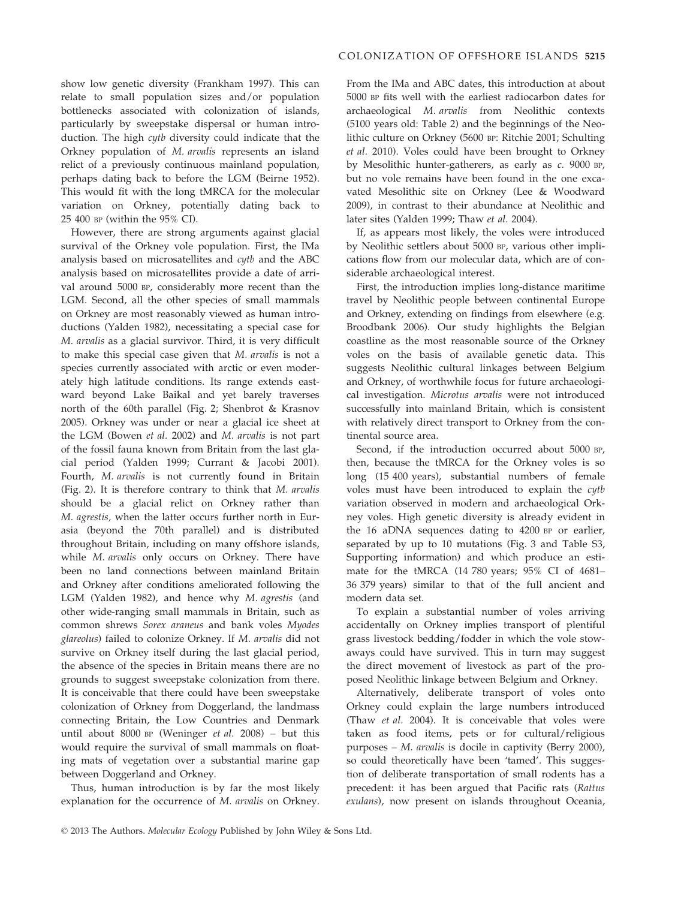show low genetic diversity (Frankham 1997). This can relate to small population sizes and/or population bottlenecks associated with colonization of islands, particularly by sweepstake dispersal or human introduction. The high *cytb* diversity could indicate that the Orkney population of *M. arvalis* represents an island relict of a previously continuous mainland population, perhaps dating back to before the LGM (Beirne 1952). This would fit with the long tMRCA for the molecular variation on Orkney, potentially dating back to 25 400 BP (within the 95% CI).

However, there are strong arguments against glacial survival of the Orkney vole population. First, the IMa analysis based on microsatellites and *cytb* and the ABC analysis based on microsatellites provide a date of arrival around 5000 BP, considerably more recent than the LGM. Second, all the other species of small mammals on Orkney are most reasonably viewed as human introductions (Yalden 1982), necessitating a special case for *M. arvalis* as a glacial survivor. Third, it is very difficult to make this special case given that *M. arvalis* is not a species currently associated with arctic or even moderately high latitude conditions. Its range extends eastward beyond Lake Baikal and yet barely traverses north of the 60th parallel (Fig. 2; Shenbrot & Krasnov 2005). Orkney was under or near a glacial ice sheet at the LGM (Bowen *et al.* 2002) and *M. arvalis* is not part of the fossil fauna known from Britain from the last glacial period (Yalden 1999; Currant & Jacobi 2001). Fourth, *M. arvalis* is not currently found in Britain (Fig. 2). It is therefore contrary to think that *M. arvalis* should be a glacial relict on Orkney rather than *M. agrestis*, when the latter occurs further north in Eurasia (beyond the 70th parallel) and is distributed throughout Britain, including on many offshore islands, while *M. arvalis* only occurs on Orkney. There have been no land connections between mainland Britain and Orkney after conditions ameliorated following the LGM (Yalden 1982), and hence why *M. agrestis* (and other wide-ranging small mammals in Britain, such as common shrews *Sorex araneus* and bank voles *Myodes glareolus*) failed to colonize Orkney. If *M. arvalis* did not survive on Orkney itself during the last glacial period, the absence of the species in Britain means there are no grounds to suggest sweepstake colonization from there. It is conceivable that there could have been sweepstake colonization of Orkney from Doggerland, the landmass connecting Britain, the Low Countries and Denmark until about 8000 BP (Weninger *et al.* 2008) – but this would require the survival of small mammals on floating mats of vegetation over a substantial marine gap between Doggerland and Orkney.

Thus, human introduction is by far the most likely explanation for the occurrence of *M. arvalis* on Orkney. From the IMa and ABC dates, this introduction at about 5000 BP fits well with the earliest radiocarbon dates for archaeological *M. arvalis* from Neolithic contexts (5100 years old: Table 2) and the beginnings of the Neolithic culture on Orkney (5600 BP: Ritchie 2001; Schulting *et al.* 2010). Voles could have been brought to Orkney by Mesolithic hunter-gatherers, as early as *c.* 9000 BP, but no vole remains have been found in the one excavated Mesolithic site on Orkney (Lee & Woodward 2009), in contrast to their abundance at Neolithic and later sites (Yalden 1999; Thaw *et al.* 2004).

If, as appears most likely, the voles were introduced by Neolithic settlers about 5000 BP, various other implications flow from our molecular data, which are of considerable archaeological interest.

First, the introduction implies long-distance maritime travel by Neolithic people between continental Europe and Orkney, extending on findings from elsewhere (e.g. Broodbank 2006). Our study highlights the Belgian coastline as the most reasonable source of the Orkney voles on the basis of available genetic data. This suggests Neolithic cultural linkages between Belgium and Orkney, of worthwhile focus for future archaeological investigation. *Microtus arvalis* were not introduced successfully into mainland Britain, which is consistent with relatively direct transport to Orkney from the continental source area.

Second, if the introduction occurred about 5000 BP, then, because the tMRCA for the Orkney voles is so long (15 400 years), substantial numbers of female voles must have been introduced to explain the *cytb* variation observed in modern and archaeological Orkney voles. High genetic diversity is already evident in the 16 aDNA sequences dating to 4200 BP or earlier, separated by up to 10 mutations (Fig. 3 and Table S3, Supporting information) and which produce an estimate for the tMRCA (14 780 years; 95% CI of 4681–36 379 years) similar to that of the full ancient and modern data set.

To explain a substantial number of voles arriving accidentally on Orkney implies transport of plentiful grass livestock bedding/fodder in which the vole stowaways could have survived. This in turn may suggest the direct movement of livestock as part of the proposed Neolithic linkage between Belgium and Orkney.

Alternatively, deliberate transport of voles onto Orkney could explain the large numbers introduced (Thaw *et al.* 2004). It is conceivable that voles were taken as food items, pets or for cultural/religious purposes – *M. arvalis* is docile in captivity (Berry 2000), so could theoretically have been 'tamed'. This suggestion of deliberate transportation of small rodents has a precedent: it has been argued that Pacific rats (*Rattus exulans*), now present on islands throughout Oceania,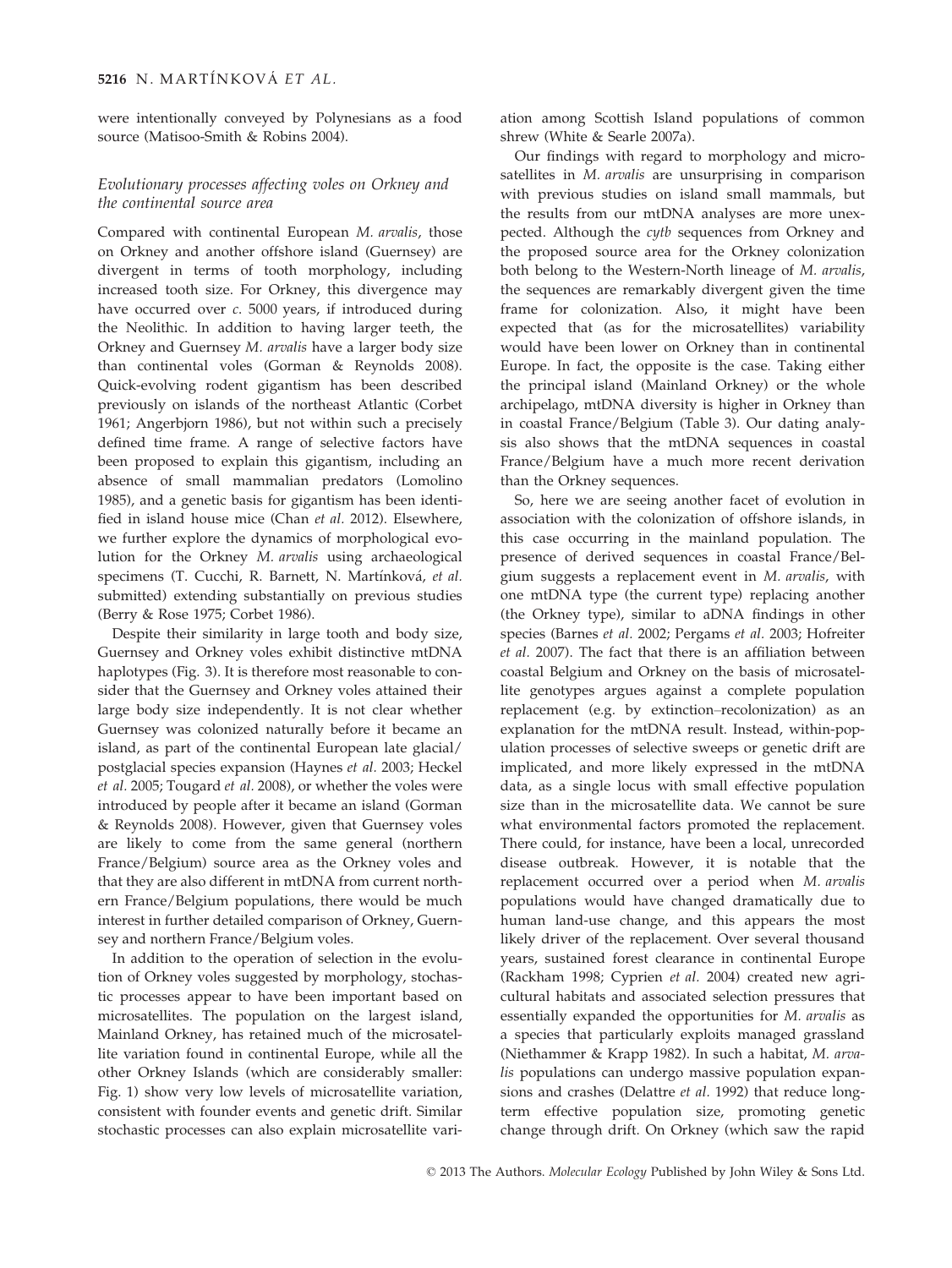were intentionally conveyed by Polynesians as a food source (Matisoo-Smith & Robins 2004).

### *Evolutionary processes affecting voles on Orkney and the continental source area*

Compared with continental European *M. arvalis*, those on Orkney and another offshore island (Guernsey) are divergent in terms of tooth morphology, including increased tooth size. For Orkney, this divergence may have occurred over *c.* 5000 years, if introduced during the Neolithic. In addition to having larger teeth, the Orkney and Guernsey *M. arvalis* have a larger body size than continental voles (Gorman & Reynolds 2008). Quick-evolving rodent gigantism has been described previously on islands of the northeast Atlantic (Corbet 1961; Angerbjorn 1986), but not within such a precisely defined time frame. A range of selective factors have been proposed to explain this gigantism, including an absence of small mammalian predators (Lomolino 1985), and a genetic basis for gigantism has been identified in island house mice (Chan *et al.* 2012). Elsewhere, we further explore the dynamics of morphological evolution for the Orkney *M. arvalis* using archaeological specimens (T. Cucchi, R. Barnett, N. Martínková, *et al.* submitted) extending substantially on previous studies (Berry & Rose 1975; Corbet 1986).

Despite their similarity in large tooth and body size, Guernsey and Orkney voles exhibit distinctive mtDNA haplotypes (Fig. 3). It is therefore most reasonable to consider that the Guernsey and Orkney voles attained their large body size independently. It is not clear whether Guernsey was colonized naturally before it became an island, as part of the continental European late glacial/postglacial species expansion (Haynes *et al.* 2003; Heckel *et al.* 2005; Tougard *et al.* 2008), or whether the voles were introduced by people after it became an island (Gorman & Reynolds 2008). However, given that Guernsey voles are likely to come from the same general (northern France/Belgium) source area as the Orkney voles and that they are also different in mtDNA from current northern France/Belgium populations, there would be much interest in further detailed comparison of Orkney, Guernsey and northern France/Belgium voles.

In addition to the operation of selection in the evolution of Orkney voles suggested by morphology, stochastic processes appear to have been important based on microsatellites. The population on the largest island, Mainland Orkney, has retained much of the microsatellite variation found in continental Europe, while all the other Orkney Islands (which are considerably smaller: Fig. 1) show very low levels of microsatellite variation, consistent with founder events and genetic drift. Similar stochastic processes can also explain microsatellite variation among Scottish Island populations of common shrew (White & Searle 2007a).

Our findings with regard to morphology and microsatellites in *M. arvalis* are unsurprising in comparison with previous studies on island small mammals, but the results from our mtDNA analyses are more unexpected. Although the *cytb* sequences from Orkney and the proposed source area for the Orkney colonization both belong to the Western-North lineage of *M. arvalis*, the sequences are remarkably divergent given the time frame for colonization. Also, it might have been expected that (as for the microsatellites) variability would have been lower on Orkney than in continental Europe. In fact, the opposite is the case. Taking either the principal island (Mainland Orkney) or the whole archipelago, mtDNA diversity is higher in Orkney than in coastal France/Belgium (Table 3). Our dating analysis also shows that the mtDNA sequences in coastal France/Belgium have a much more recent derivation than the Orkney sequences.

So, here we are seeing another facet of evolution in association with the colonization of offshore islands, in this case occurring in the mainland population. The presence of derived sequences in coastal France/Belgium suggests a replacement event in *M. arvalis*, with one mtDNA type (the current type) replacing another (the Orkney type), similar to aDNA findings in other species (Barnes *et al.* 2002; Pergams *et al.* 2003; Hofreiter *et al.* 2007). The fact that there is an affiliation between coastal Belgium and Orkney on the basis of microsatellite genotypes argues against a complete population replacement (e.g. by extinction–recolonization) as an explanation for the mtDNA result. Instead, within-population processes of selective sweeps or genetic drift are implicated, and more likely expressed in the mtDNA data, as a single locus with small effective population size than in the microsatellite data. We cannot be sure what environmental factors promoted the replacement. There could, for instance, have been a local, unrecorded disease outbreak. However, it is notable that the replacement occurred over a period when *M. arvalis* populations would have changed dramatically due to human land-use change, and this appears the most likely driver of the replacement. Over several thousand years, sustained forest clearance in continental Europe (Rackham 1998; Cyprien *et al.* 2004) created new agricultural habitats and associated selection pressures that essentially expanded the opportunities for *M. arvalis* as a species that particularly exploits managed grassland (Niethammer & Krapp 1982). In such a habitat, *M. arvalis* populations can undergo massive population expansions and crashes (Delattre *et al.* 1992) that reduce long-term effective population size, promoting genetic change through drift. On Orkney (which saw the rapid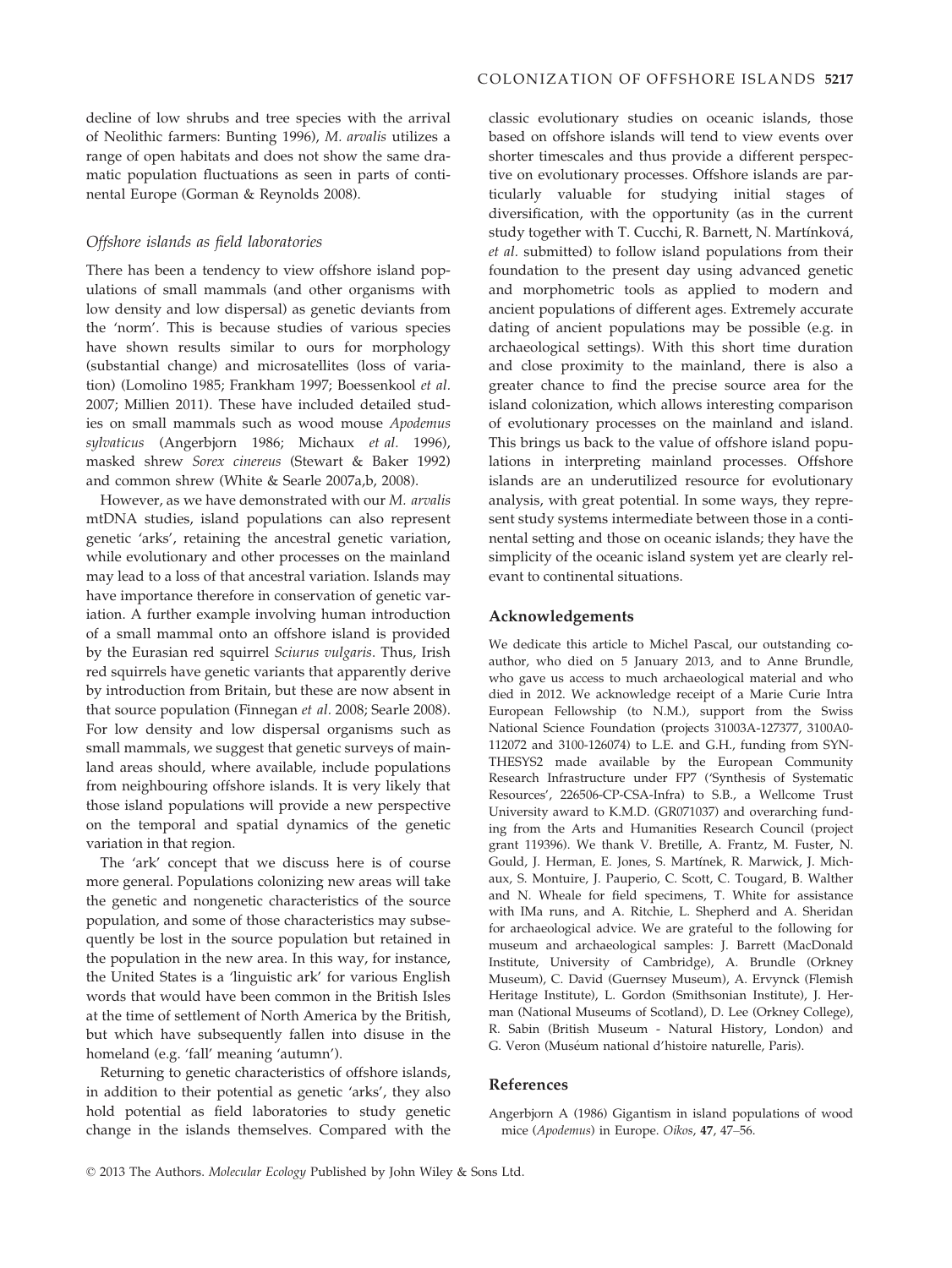decline of low shrubs and tree species with the arrival of Neolithic farmers: Bunting 1996), *M. arvalis* utilizes a range of open habitats and does not show the same dramatic population fluctuations as seen in parts of continental Europe (Gorman & Reynolds 2008).

### *Offshore islands as field laboratories*

There has been a tendency to view offshore island populations of small mammals (and other organisms with low density and low dispersal) as genetic deviants from the 'norm'. This is because studies of various species have shown results similar to ours for morphology (substantial change) and microsatellites (loss of variation) (Lomolino 1985; Frankham 1997; Boessenkool *et al.* 2007; Millien 2011). These have included detailed studies on small mammals such as wood mouse *Apodemus sylvaticus* (Angerbjorn 1986; Michaux *et al.* 1996), masked shrew *Sorex cinereus* (Stewart & Baker 1992) and common shrew (White & Searle 2007a,b, 2008).

However, as we have demonstrated with our *M. arvalis* mtDNA studies, island populations can also represent genetic 'arks', retaining the ancestral genetic variation, while evolutionary and other processes on the mainland may lead to a loss of that ancestral variation. Islands may have importance therefore in conservation of genetic variation. A further example involving human introduction of a small mammal onto an offshore island is provided by the Eurasian red squirrel *Sciurus vulgaris*. Thus, Irish red squirrels have genetic variants that apparently derive by introduction from Britain, but these are now absent in that source population (Finnegan *et al.* 2008; Searle 2008). For low density and low dispersal organisms such as small mammals, we suggest that genetic surveys of mainland areas should, where available, include populations from neighbouring offshore islands. It is very likely that those island populations will provide a new perspective on the temporal and spatial dynamics of the genetic variation in that region.

The 'ark' concept that we discuss here is of course more general. Populations colonizing new areas will take the genetic and nongenetic characteristics of the source population, and some of those characteristics may subsequently be lost in the source population but retained in the population in the new area. In this way, for instance, the United States is a 'linguistic ark' for various English words that would have been common in the British Isles at the time of settlement of North America by the British, but which have subsequently fallen into disuse in the homeland (e.g. 'fall' meaning 'autumn').

Returning to genetic characteristics of offshore islands, in addition to their potential as genetic 'arks', they also hold potential as field laboratories to study genetic change in the islands themselves. Compared with the classic evolutionary studies on oceanic islands, those based on offshore islands will tend to view events over shorter timescales and thus provide a different perspective on evolutionary processes. Offshore islands are particularly valuable for studying initial stages of diversification, with the opportunity (as in the current study together with T. Cucchi, R. Barnett, N. Martínková, *et al.* submitted) to follow island populations from their foundation to the present day using advanced genetic and morphometric tools as applied to modern and ancient populations of different ages. Extremely accurate dating of ancient populations may be possible (e.g. in archaeological settings). With this short time duration and close proximity to the mainland, there is also a greater chance to find the precise source area for the island colonization, which allows interesting comparison of evolutionary processes on the mainland and island. This brings us back to the value of offshore island populations in interpreting mainland processes. Offshore islands are an underutilized resource for evolutionary analysis, with great potential. In some ways, they represent study systems intermediate between those in a continental setting and those on oceanic islands; they have the simplicity of the oceanic island system yet are clearly relevant to continental situations.

## Acknowledgements

We dedicate this article to Michel Pascal, our outstanding co-author, who died on 5 January 2013, and to Anne Brundle, who gave us access to much archaeological material and who died in 2012. We acknowledge receipt of a Marie Curie Intra European Fellowship (to N.M.), support from the Swiss National Science Foundation (projects 31003A-127377, 3100A0-112072 and 3100-126074) to L.E. and G.H., funding from SYNTHESYS2 made available by the European Community Research Infrastructure under FP7 ('Synthesis of Systematic Resources', 226506-CP-CSA-Infra) to S.B., a Wellcome Trust University award to K.M.D. (GR071037) and overarching funding from the Arts and Humanities Research Council (project grant 119396). We thank V. Bretille, A. Frantz, M. Fuster, N. Gould, J. Herman, E. Jones, S. Martínek, R. Marwick, J. Michaux, S. Montuire, J. Pauperio, C. Scott, C. Tougard, B. Walther and N. Wheale for field specimens, T. White for assistance with IMa runs, and A. Ritchie, L. Shepherd and A. Sheridan for archaeological advice. We are grateful to the following for museum and archaeological samples: J. Barrett (MacDonald Institute, University of Cambridge), A. Brundle (Orkney Museum), C. David (Guernsey Museum), A. Ervynck (Flemish Heritage Institute), L. Gordon (Smithsonian Institute), J. Herman (National Museums of Scotland), D. Lee (Orkney College), R. Sabin (British Museum - Natural History, London) and G. Veron (Muséum national d'histoire naturelle, Paris).

## References

Angerbjorn A (1986) Gigantism in island populations of wood mice (*Apodemus*) in Europe. *Oikos*, **47**, 47–56.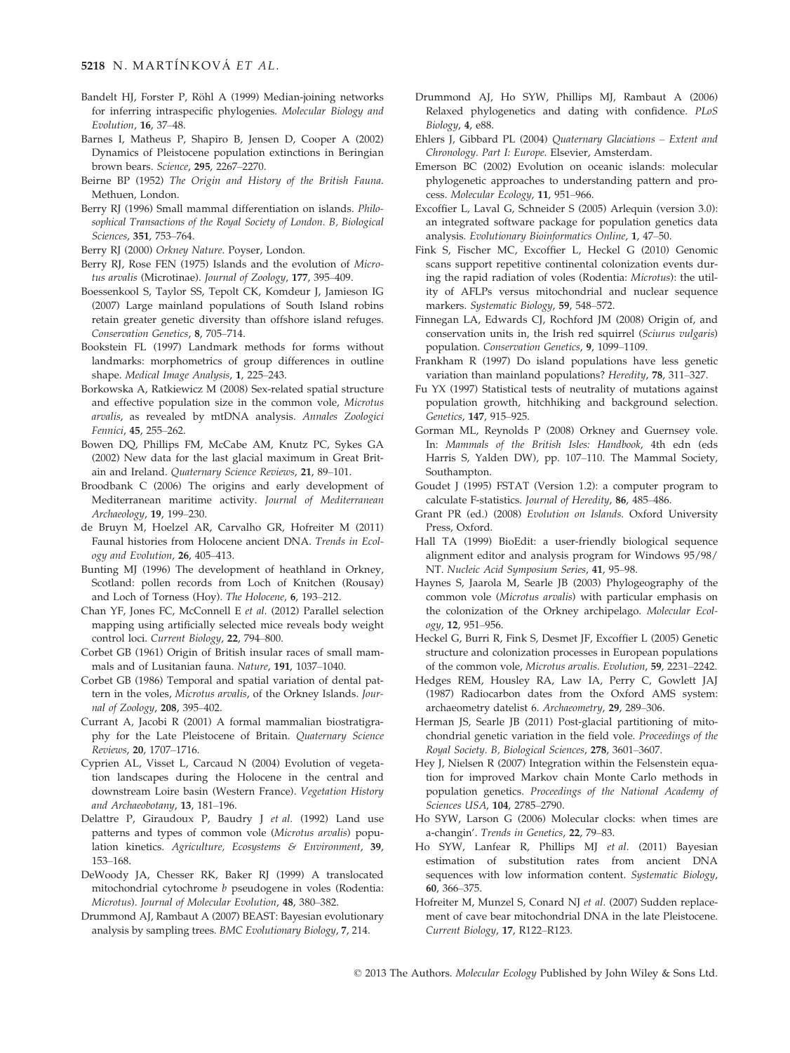Bandelt HJ, Forster P, Röhl A (1999) Median-joining networks for inferring intraspecific phylogenies. *Molecular Biology and Evolution*, **16**, 37–48.

Barnes I, Matheus P, Shapiro B, Jensen D, Cooper A (2002) Dynamics of Pleistocene population extinctions in Beringian brown bears. *Science*, **295**, 2267–2270.

Beirne BP (1952) *The Origin and History of the British Fauna*. Methuen, London.

Berry RJ (1996) Small mammal differentiation on islands. *Philosophical Transactions of the Royal Society of London. B, Biological Sciences*, **351**, 753–764.

Berry RJ (2000) *Orkney Nature*. Poyser, London.

Berry RJ, Rose FEN (1975) Islands and the evolution of *Microtus arvalis* (Microtinae). *Journal of Zoology*, **177**, 395–409.

Boessenkool S, Taylor SS, Tepolt CK, Komdeur J, Jamieson IG (2007) Large mainland populations of South Island robins retain greater genetic diversity than offshore island refuges. *Conservation Genetics*, **8**, 705–714.

Bookstein FL (1997) Landmark methods for forms without landmarks: morphometrics of group differences in outline shape. *Medical Image Analysis*, **1**, 225–243.

Borkowska A, Ratkiewicz M (2008) Sex-related spatial structure and effective population size in the common vole, *Microtus arvalis*, as revealed by mtDNA analysis. *Annales Zoologici Fennici*, **45**, 255–262.

Bowen DQ, Phillips FM, McCabe AM, Knutz PC, Sykes GA (2002) New data for the last glacial maximum in Great Britain and Ireland. *Quaternary Science Reviews*, **21**, 89–101.

Broodbank C (2006) The origins and early development of Mediterranean maritime activity. *Journal of Mediterranean Archaeology*, **19**, 199–230.

de Bruyn M, Hoelzel AR, Carvalho GR, Hofreiter M (2011) Faunal histories from Holocene ancient DNA. *Trends in Ecology and Evolution*, **26**, 405–413.

Bunting MJ (1996) The development of heathland in Orkney, Scotland: pollen records from Loch of Knitchen (Rousay) and Loch of Torness (Hoy). *The Holocene*, **6**, 193–212.

Chan YF, Jones FC, McConnell E *et al.* (2012) Parallel selection mapping using artificially selected mice reveals body weight control loci. *Current Biology*, **22**, 794–800.

Corbet GB (1961) Origin of British insular races of small mammals and of Lusitanian fauna. *Nature*, **191**, 1037–1040.

Corbet GB (1986) Temporal and spatial variation of dental pattern in the voles, *Microtus arvalis*, of the Orkney Islands. *Journal of Zoology*, **208**, 395–402.

Currant A, Jacobi R (2001) A formal mammalian biostratigraphy for the Late Pleistocene of Britain. *Quaternary Science Reviews*, **20**, 1707–1716.

Cyprien AL, Visset L, Carcaud N (2004) Evolution of vegetation landscapes during the Holocene in the central and downstream Loire basin (Western France). *Vegetation History and Archaeobotany*, **13**, 181–196.

Delattre P, Giraudoux P, Baudry J *et al.* (1992) Land use patterns and types of common vole (*Microtus arvalis*) population kinetics. *Agriculture, Ecosystems & Environment*, **39**, 153–168.

DeWoody JA, Chesser RK, Baker RJ (1999) A translocated mitochondrial cytochrome *b* pseudogene in voles (Rodentia: *Microtus*). *Journal of Molecular Evolution*, **48**, 380–382.

Drummond AJ, Rambaut A (2007) BEAST: Bayesian evolutionary analysis by sampling trees. *BMC Evolutionary Biology*, **7**, 214.

Drummond AJ, Ho SYW, Phillips MJ, Rambaut A (2006) Relaxed phylogenetics and dating with confidence. *PLoS Biology*, **4**, e88.

Ehlers J, Gibbard PL (2004) *Quaternary Glaciations – Extent and Chronology. Part I: Europe*. Elsevier, Amsterdam.

Emerson BC (2002) Evolution on oceanic islands: molecular phylogenetic approaches to understanding pattern and process. *Molecular Ecology*, **11**, 951–966.

Excoffier L, Laval G, Schneider S (2005) Arlequin (version 3.0): an integrated software package for population genetics data analysis. *Evolutionary Bioinformatics Online*, **1**, 47–50.

Fink S, Fischer MC, Excoffier L, Heckel G (2010) Genomic scans support repetitive continental colonization events during the rapid radiation of voles (Rodentia: *Microtus*): the utility of AFLPs versus mitochondrial and nuclear sequence markers. *Systematic Biology*, **59**, 548–572.

Finnegan LA, Edwards CJ, Rochford JM (2008) Origin of, and conservation units in, the Irish red squirrel (*Sciurus vulgaris*) population. *Conservation Genetics*, **9**, 1099–1109.

Frankham R (1997) Do island populations have less genetic variation than mainland populations? *Heredity*, **78**, 311–327.

Fu YX (1997) Statistical tests of neutrality of mutations against population growth, hitchhiking and background selection. *Genetics*, **147**, 915–925.

Gorman ML, Reynolds P (2008) Orkney and Guernsey vole. In: *Mammals of the British Isles: Handbook*, 4th edn (eds Harris S, Yalden DW), pp. 107–110. The Mammal Society, Southampton.

Goudet J (1995) FSTAT (Version 1.2): a computer program to calculate F-statistics. *Journal of Heredity*, **86**, 485–486.

Grant PR (ed.) (2008) *Evolution on Islands*. Oxford University Press, Oxford.

Hall TA (1999) BioEdit: a user-friendly biological sequence alignment editor and analysis program for Windows 95/98/NT. *Nucleic Acid Symposium Series*, **41**, 95–98.

Haynes S, Jaarola M, Searle JB (2003) Phylogeography of the common vole (*Microtus arvalis*) with particular emphasis on the colonization of the Orkney archipelago. *Molecular Ecology*, **12**, 951–956.

Heckel G, Burri R, Fink S, Desmet JF, Excoffier L (2005) Genetic structure and colonization processes in European populations of the common vole, *Microtus arvalis*. *Evolution*, **59**, 2231–2242.

Hedges REM, Housley RA, Law IA, Perry C, Gowlett JAJ (1987) Radiocarbon dates from the Oxford AMS system: archaeometry datelist 6. *Archaeometry*, **29**, 289–306.

Herman JS, Searle JB (2011) Post-glacial partitioning of mitochondrial genetic variation in the field vole. *Proceedings of the Royal Society. B, Biological Sciences*, **278**, 3601–3607.

Hey J, Nielsen R (2007) Integration within the Felsenstein equation for improved Markov chain Monte Carlo methods in population genetics. *Proceedings of the National Academy of Sciences USA*, **104**, 2785–2790.

Ho SYW, Larson G (2006) Molecular clocks: when times are a-changin'. *Trends in Genetics*, **22**, 79–83.

Ho SYW, Lanfear R, Phillips MJ *et al.* (2011) Bayesian estimation of substitution rates from ancient DNA sequences with low information content. *Systematic Biology*, **60**, 366–375.

Hofreiter M, Munzel S, Conard NJ *et al.* (2007) Sudden replacement of cave bear mitochondrial DNA in the late Pleistocene. *Current Biology*, **17**, R122–R123.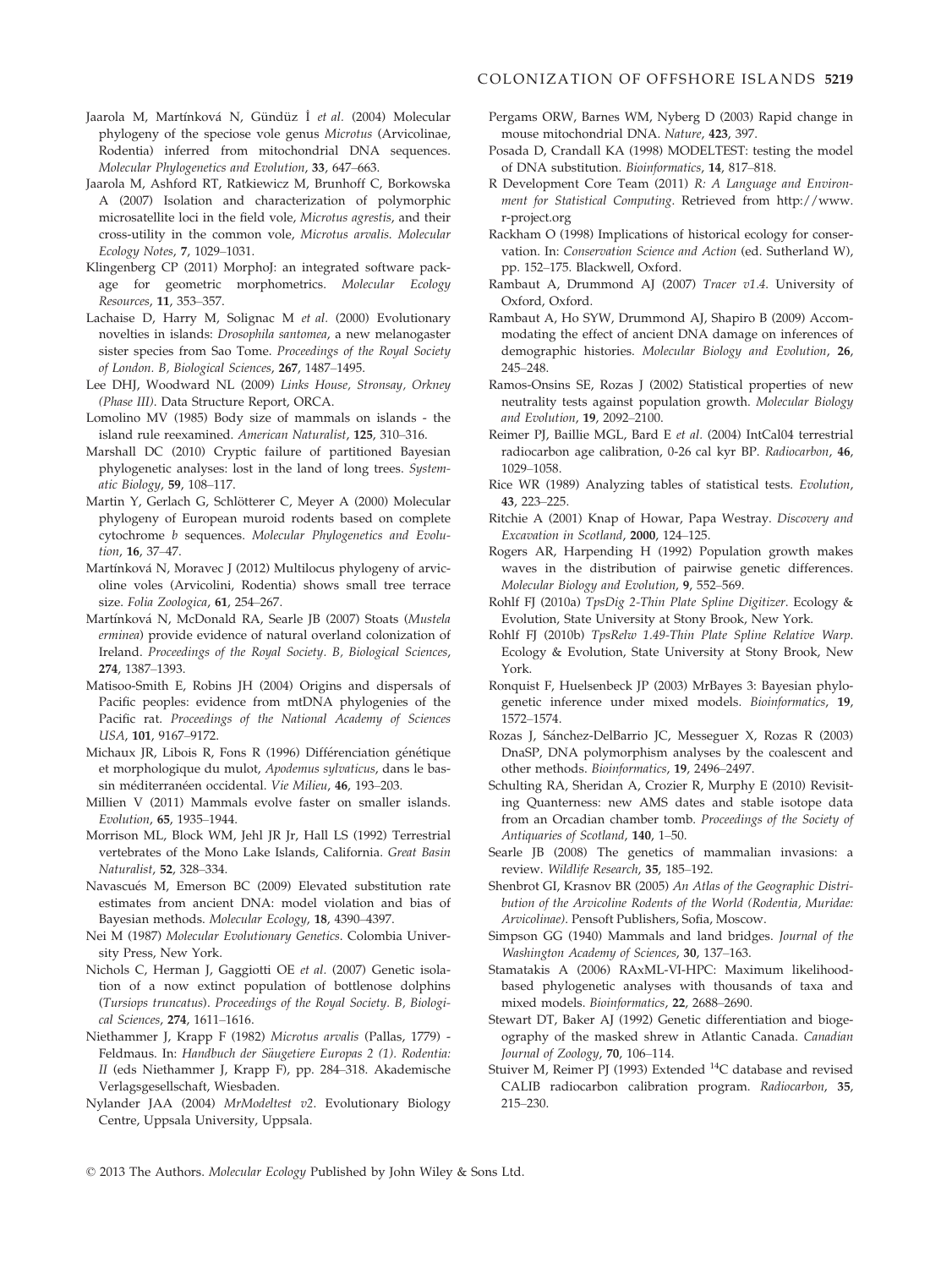Jaarola M, Martínková N, Gündüz İ *et al.* (2004) Molecular phylogeny of the speciose vole genus *Microtus* (Arvicolinae, Rodentia) inferred from mitochondrial DNA sequences. *Molecular Phylogenetics and Evolution*, **33**, 647–663.

Jaarola M, Ashford RT, Ratkiewicz M, Brunhoff C, Borkowska A (2007) Isolation and characterization of polymorphic microsatellite loci in the field vole, *Microtus agrestis*, and their cross-utility in the common vole, *Microtus arvalis*. *Molecular Ecology Notes*, **7**, 1029–1031.

Klingenberg CP (2011) MorphoJ: an integrated software package for geometric morphometrics. *Molecular Ecology Resources*, **11**, 353–357.

Lachaise D, Harry M, Solignac M *et al.* (2000) Evolutionary novelties in islands: *Drosophila santomea*, a new melanogaster sister species from Sao Tome. *Proceedings of the Royal Society of London. B, Biological Sciences*, **267**, 1487–1495.

Lee DHJ, Woodward NL (2009) *Links House, Stronsay, Orkney (Phase III)*. Data Structure Report, ORCA.

Lomolino MV (1985) Body size of mammals on islands - the island rule reexamined. *American Naturalist*, **125**, 310–316.

Marshall DC (2010) Cryptic failure of partitioned Bayesian phylogenetic analyses: lost in the land of long trees. *Systematic Biology*, **59**, 108–117.

Martin Y, Gerlach G, Schlötterer C, Meyer A (2000) Molecular phylogeny of European muroid rodents based on complete cytochrome *b* sequences. *Molecular Phylogenetics and Evolution*, **16**, 37–47.

Martínková N, Moravec J (2012) Multilocus phylogeny of arvicoline voles (Arvicolini, Rodentia) shows small tree terrace size. *Folia Zoologica*, **61**, 254–267.

Martínková N, McDonald RA, Searle JB (2007) Stoats (*Mustela erminea*) provide evidence of natural overland colonization of Ireland. *Proceedings of the Royal Society. B, Biological Sciences*, **274**, 1387–1393.

Matisoo-Smith E, Robins JH (2004) Origins and dispersals of Pacific peoples: evidence from mtDNA phylogenies of the Pacific rat. *Proceedings of the National Academy of Sciences USA*, **101**, 9167–9172.

Michaux JR, Libois R, Fons R (1996) Différenciation génétique et morphologique du mulot, *Apodemus sylvaticus*, dans le bassin méditerranéen occidental. *Vie Milieu*, **46**, 193–203.

Millien V (2011) Mammals evolve faster on smaller islands. *Evolution*, **65**, 1935–1944.

Morrison ML, Block WM, Jehl JR Jr, Hall LS (1992) Terrestrial vertebrates of the Mono Lake Islands, California. *Great Basin Naturalist*, **52**, 328–334.

Navascués M, Emerson BC (2009) Elevated substitution rate estimates from ancient DNA: model violation and bias of Bayesian methods. *Molecular Ecology*, **18**, 4390–4397.

Nei M (1987) *Molecular Evolutionary Genetics*. Colombia University Press, New York.

Nichols C, Herman J, Gaggiotti OE *et al.* (2007) Genetic isolation of a now extinct population of bottlenose dolphins (*Tursiops truncatus*). *Proceedings of the Royal Society. B, Biological Sciences*, **274**, 1611–1616.

Niethammer J, Krapp F (1982) *Microtus arvalis* (Pallas, 1779) - Feldmaus. In: *Handbuch der Säugetiere Europas 2 (1). Rodentia: II* (eds Niethammer J, Krapp F), pp. 284–318. Akademische Verlagsgesellschaft, Wiesbaden.

Nylander JAA (2004) *MrModeltest v2*. Evolutionary Biology Centre, Uppsala University, Uppsala.

Pergams ORW, Barnes WM, Nyberg D (2003) Rapid change in mouse mitochondrial DNA. *Nature*, **423**, 397.

Posada D, Crandall KA (1998) MODELTEST: testing the model of DNA substitution. *Bioinformatics*, **14**, 817–818.

R Development Core Team (2011) *R: A Language and Environment for Statistical Computing*. Retrieved from http://www.r-project.org

Rackham O (1998) Implications of historical ecology for conservation. In: *Conservation Science and Action* (ed. Sutherland W), pp. 152–175. Blackwell, Oxford.

Rambaut A, Drummond AJ (2007) *Tracer v1.4*. University of Oxford, Oxford.

Rambaut A, Ho SYW, Drummond AJ, Shapiro B (2009) Accommodating the effect of ancient DNA damage on inferences of demographic histories. *Molecular Biology and Evolution*, **26**, 245–248.

Ramos-Onsins SE, Rozas J (2002) Statistical properties of new neutrality tests against population growth. *Molecular Biology and Evolution*, **19**, 2092–2100.

Reimer PJ, Baillie MGL, Bard E *et al.* (2004) IntCal04 terrestrial radiocarbon age calibration, 0-26 cal kyr BP. *Radiocarbon*, **46**, 1029–1058.

Rice WR (1989) Analyzing tables of statistical tests. *Evolution*, **43**, 223–225.

Ritchie A (2001) Knap of Howar, Papa Westray. *Discovery and Excavation in Scotland*, **2000**, 124–125.

Rogers AR, Harpending H (1992) Population growth makes waves in the distribution of pairwise genetic differences. *Molecular Biology and Evolution*, **9**, 552–569.

Rohlf FJ (2010a) *TpsDig 2-Thin Plate Spline Digitizer*. Ecology & Evolution, State University at Stony Brook, New York.

Rohlf FJ (2010b) *TpsRelw 1.49-Thin Plate Spline Relative Warp*. Ecology & Evolution, State University at Stony Brook, New York.

Ronquist F, Huelsenbeck JP (2003) MrBayes 3: Bayesian phylogenetic inference under mixed models. *Bioinformatics*, **19**, 1572–1574.

Rozas J, Sánchez-DelBarrio JC, Messeguer X, Rozas R (2003) DnaSP, DNA polymorphism analyses by the coalescent and other methods. *Bioinformatics*, **19**, 2496–2497.

Schulting RA, Sheridan A, Crozier R, Murphy E (2010) Revisiting Quanterness: new AMS dates and stable isotope data from an Orcadian chamber tomb. *Proceedings of the Society of Antiquaries of Scotland*, **140**, 1–50.

Searle JB (2008) The genetics of mammalian invasions: a review. *Wildlife Research*, **35**, 185–192.

Shenbrot GI, Krasnov BR (2005) *An Atlas of the Geographic Distribution of the Arvicoline Rodents of the World (Rodentia, Muridae: Arvicolinae)*. Pensoft Publishers, Sofia, Moscow.

Simpson GG (1940) Mammals and land bridges. *Journal of the Washington Academy of Sciences*, **30**, 137–163.

Stamatakis A (2006) RAxML-VI-HPC: Maximum likelihood-based phylogenetic analyses with thousands of taxa and mixed models. *Bioinformatics*, **22**, 2688–2690.

Stewart DT, Baker AJ (1992) Genetic differentiation and biogeography of the masked shrew in Atlantic Canada. *Canadian Journal of Zoology*, **70**, 106–114.

Stuiver M, Reimer PJ (1993) Extended $^{14}$C database and revised CALIB radiocarbon calibration program. *Radiocarbon*, **35**, 215–230.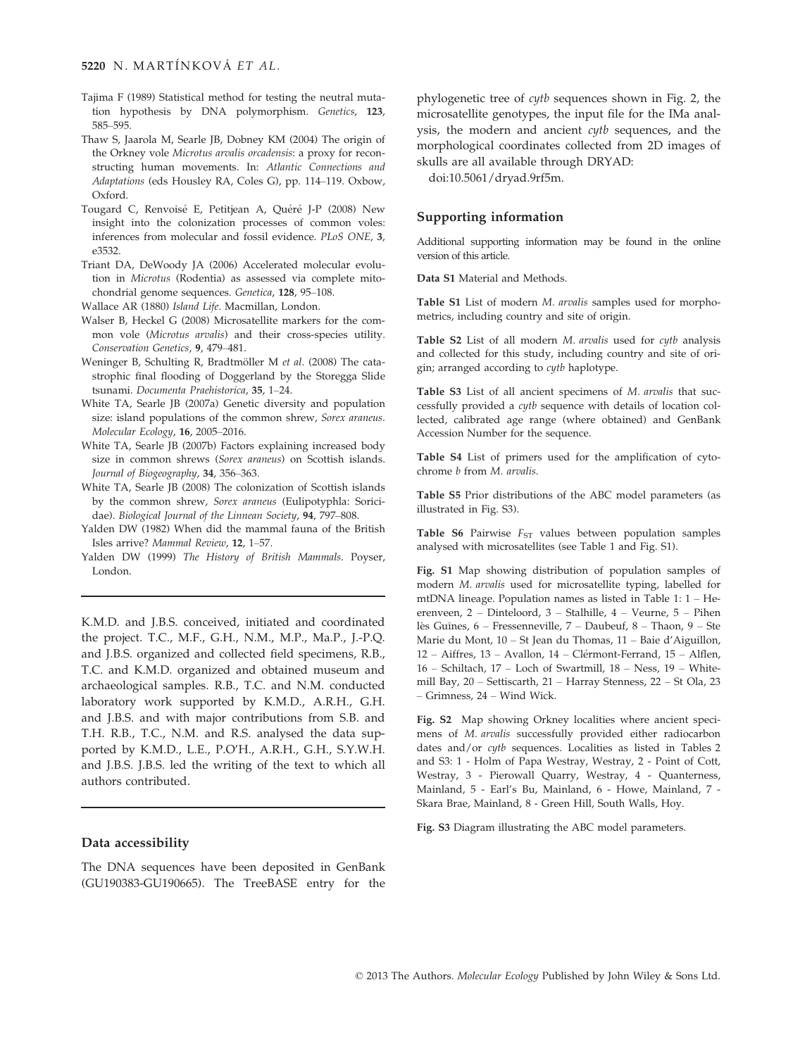Tajima F (1989) Statistical method for testing the neutral mutation hypothesis by DNA polymorphism. *Genetics*, **123**, 585–595.

Thaw S, Jaarola M, Searle JB, Dobney KM (2004) The origin of the Orkney vole *Microtus arvalis orcadensis*: a proxy for reconstructing human movements. In: *Atlantic Connections and Adaptations* (eds Housley RA, Coles G), pp. 114–119. Oxbow, Oxford.

Tougard C, Renvoisé E, Petitjean A, Quéré J-P (2008) New insight into the colonization processes of common voles: inferences from molecular and fossil evidence. *PLoS ONE*, **3**, e3532.

Triant DA, DeWoody JA (2006) Accelerated molecular evolution in *Microtus* (Rodentia) as assessed via complete mitochondrial genome sequences. *Genetica*, **128**, 95–108.

Wallace AR (1880) *Island Life*. Macmillan, London.

Walser B, Heckel G (2008) Microsatellite markers for the common vole (*Microtus arvalis*) and their cross-species utility. *Conservation Genetics*, **9**, 479–481.

Weninger B, Schulting R, Bradtmöller M *et al.* (2008) The catastrophic final flooding of Doggerland by the Storegga Slide tsunami. *Documenta Praehistorica*, **35**, 1–24.

White TA, Searle JB (2007a) Genetic diversity and population size: island populations of the common shrew, *Sorex araneus*. *Molecular Ecology*, **16**, 2005–2016.

White TA, Searle JB (2007b) Factors explaining increased body size in common shrews (*Sorex araneus*) on Scottish islands. *Journal of Biogeography*, **34**, 356–363.

White TA, Searle JB (2008) The colonization of Scottish islands by the common shrew, *Sorex araneus* (Eulipotyphla: Soricidae). *Biological Journal of the Linnean Society*, **94**, 797–808.

Yalden DW (1982) When did the mammal fauna of the British Isles arrive? *Mammal Review*, **12**, 1–57.

Yalden DW (1999) *The History of British Mammals*. Poyser, London.

---

K.M.D. and J.B.S. conceived, initiated and coordinated the project. T.C., M.F., G.H., N.M., M.P., Ma.P., J.-P.Q. and J.B.S. organized and collected field specimens, R.B., T.C. and K.M.D. organized and obtained museum and archaeological samples. R.B., T.C. and N.M. conducted laboratory work supported by K.M.D., A.R.H., G.H. and J.B.S. and with major contributions from S.B. and T.H. R.B., T.C., N.M. and R.S. analysed the data supported by K.M.D., L.E., P.O'H., A.R.H., G.H., S.Y.W.H. and J.B.S. J.B.S. led the writing of the text to which all authors contributed.

---

## Data accessibility

The DNA sequences have been deposited in GenBank (GU190383-GU190665). The TreeBASE entry for the phylogenetic tree of *cytb* sequences shown in Fig. 2, the microsatellite genotypes, the input file for the IMa analysis, the modern and ancient *cytb* sequences, and the morphological coordinates collected from 2D images of skulls are all available through DRYAD:

doi:10.5061/dryad.9rf5m.

## Supporting information

Additional supporting information may be found in the online version of this article.

**Data S1** Material and Methods.

**Table S1** List of modern *M. arvalis* samples used for morphometrics, including country and site of origin.

**Table S2** List of all modern *M. arvalis* used for *cytb* analysis and collected for this study, including country and site of origin; arranged according to *cytb* haplotype.

**Table S3** List of all ancient specimens of *M. arvalis* that successfully provided a *cytb* sequence with details of location collected, calibrated age range (where obtained) and GenBank Accession Number for the sequence.

**Table S4** List of primers used for the amplification of cytochrome *b* from *M. arvalis*.

**Table S5** Prior distributions of the ABC model parameters (as illustrated in Fig. S3).

**Table S6** Pairwise $F_{ST}$ values between population samples analysed with microsatellites (see Table 1 and Fig. S1).

**Fig. S1** Map showing distribution of population samples of modern *M. arvalis* used for microsatellite typing, labelled for mtDNA lineage. Population names as listed in Table 1: 1 – Heerenveen, 2 – Dinteloord, 3 – Stalhille, 4 – Veurne, 5 – Pihen lès Guînes, 6 – Fressenneville, 7 – Daubeuf, 8 – Thaon, 9 – Ste Marie du Mont, 10 – St Jean du Thomas, 11 – Baie d'Aiguillon, 12 – Aiffres, 13 – Avallon, 14 – Clérmont-Ferrand, 15 – Alflen, 16 – Schiltach, 17 – Loch of Swartmill, 18 – Ness, 19 – Whitemill Bay, 20 – Settiscarth, 21 – Harray Stenness, 22 – St Ola, 23 – Grimness, 24 – Wind Wick.

**Fig. S2** Map showing Orkney localities where ancient specimens of *M. arvalis* successfully provided either radiocarbon dates and/or *cytb* sequences. Localities as listed in Tables 2 and S3: 1 - Holm of Papa Westray, Westray, 2 - Point of Cott, Westray, 3 - Pierowall Quarry, Westray, 4 - Quanterness, Mainland, 5 - Earl's Bu, Mainland, 6 - Howe, Mainland, 7 - Skara Brae, Mainland, 8 - Green Hill, South Walls, Hoy.

**Fig. S3** Diagram illustrating the ABC model parameters.